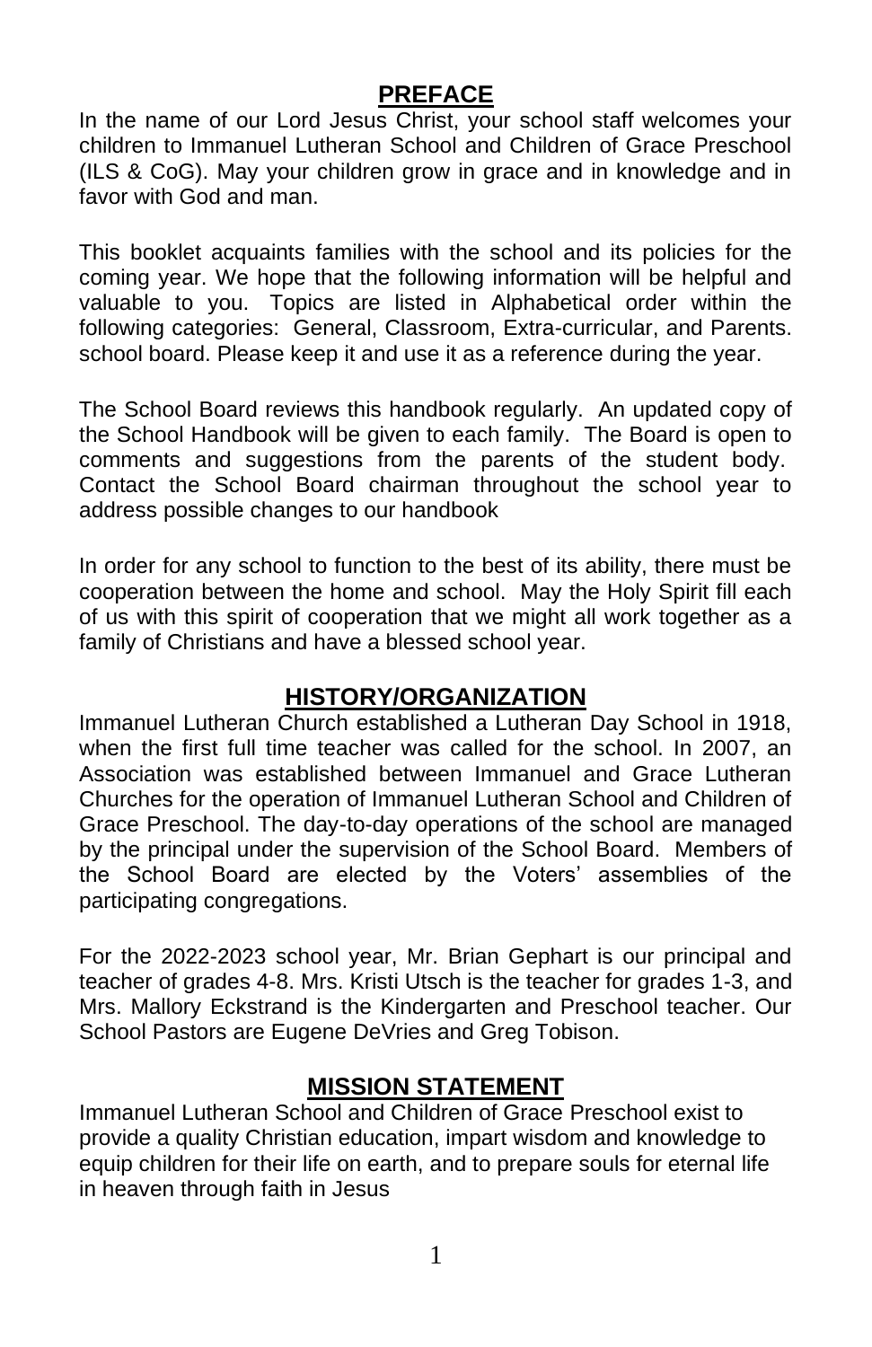## PREFACE

In the name of our Lord Jesus Christ, your school staff welcomes your children to Immanuel Lutheran School and Children of Grace Preschool (ILS & CoG). May your children grow in grace and in knowledge and in favor with God and man.

This booklet acquaints families with the school and its policies for the coming year. We hope that the following information will be helpful and valuable to you. Topics are listed in Alphabetical order within the following categories: General, Classroom, Extra-curricular, and Parents. school board. Please keep it and use it as a reference during the year.

The School Board reviews this handbook regularly. An updated copy of the School Handbook will be given to each family. The Board is open to comments and suggestions from the parents of the student body. Contact the School Board chairman throughout the school year to address possible changes to our handbook

In order for any school to function to the best of its ability, there must be cooperation between the home and school. May the Holy Spirit fill each of us with this spirit of cooperation that we might all work together as a family of Christians and have a blessed school year.

## HISTORY/ORGANIZATION

Immanuel Lutheran Church established a Lutheran Day School in 1918, when the first full time teacher was called for the school. In 2007, an Association was established between Immanuel and Grace Lutheran Churches for the operation of Immanuel Lutheran School and Children of Grace Preschool. The day-to-day operations of the school are managed by the principal under the supervision of the School Board. Members of the School Board are elected by the Voters' assemblies of the participating congregations.

For the 2022-2023 school year, Mr. Brian Gephart is our principal and teacher of grades 4-8. Mrs. Kristi Utsch is the teacher for grades 1-3, and Mrs. Mallory Eckstrand is the Kindergarten and Preschool teacher. Our School Pastors are Eugene DeVries and Greg Tobison.

## MISSION STATEMENT

Immanuel Lutheran School and Children of Grace Preschool exist to provide a quality Christian education, impart wisdom and knowledge to equip children for their life on earth, and to prepare souls for eternal life in heaven through faith in Jesus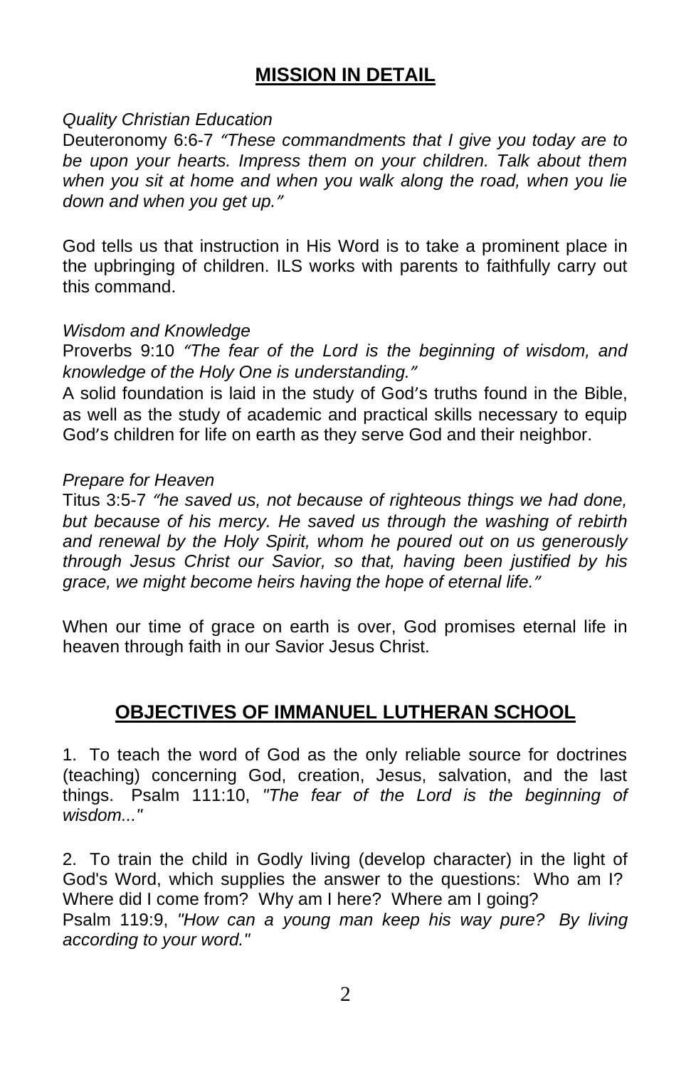## MISSION IN DETAIL

*Quality Christian Education*

Deuteronomy 6:6-7 *"These commandments that I give you today are to be upon your hearts. Impress them on your children. Talk about them when you sit at home and when you walk along the road, when you lie down and when you get up."*

God tells us that instruction in His Word is to take a prominent place in the upbringing of children. ILS works with parents to faithfully carry out this command.

*Wisdom and Knowledge*

Proverbs 9:10 *"The fear of the Lord is the beginning of wisdom, and knowledge of the Holy One is understanding."*

A solid foundation is laid in the study of God's truths found in the Bible, as well as the study of academic and practical skills necessary to equip God's children for life on earth as they serve God and their neighbor.

*Prepare for Heaven*

Titus 3:5-7 *"he saved us, not because of righteous things we had done, but because of his mercy. He saved us through the washing of rebirth and renewal by the Holy Spirit, whom he poured out on us generously through Jesus Christ our Savior, so that, having been justified by his grace, we might become heirs having the hope of eternal life."*

When our time of grace on earth is over, God promises eternal life in heaven through faith in our Savior Jesus Christ.

## OBJECTIVES OF IMMANUEL LUTHERAN SCHOOL

1. To teach the word of God as the only reliable source for doctrines (teaching) concerning God, creation, Jesus, salvation, and the last things. Psalm 111:10, *"The fear of the Lord is the beginning of wisdom..."*

2. To train the child in Godly living (develop character) in the light of God's Word, which supplies the answer to the questions: Who am I? Where did I come from? Why am I here? Where am I going?
Psalm 119:9, *"How can a young man keep his way pure? By living according to your word."*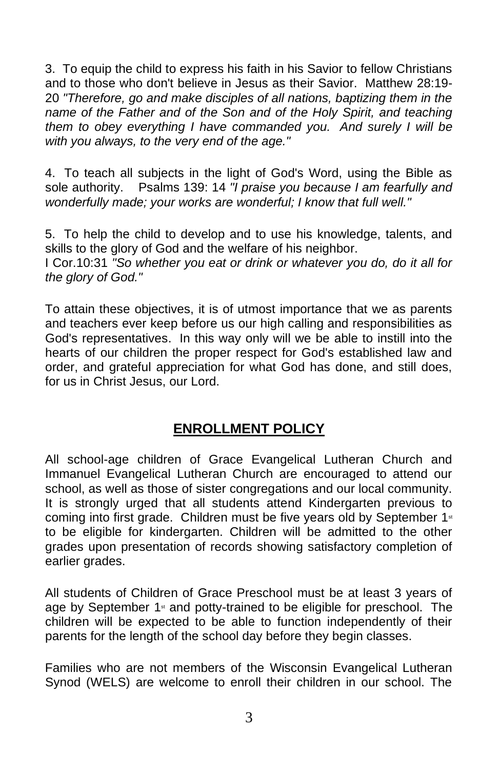3. To equip the child to express his faith in his Savior to fellow Christians and to those who don't believe in Jesus as their Savior. Matthew 28:19-20 *"Therefore, go and make disciples of all nations, baptizing them in the name of the Father and of the Son and of the Holy Spirit, and teaching them to obey everything I have commanded you. And surely I will be with you always, to the very end of the age."*

4. To teach all subjects in the light of God's Word, using the Bible as sole authority. Psalms 139: 14 *"I praise you because I am fearfully and wonderfully made; your works are wonderful; I know that full well."*

5. To help the child to develop and to use his knowledge, talents, and skills to the glory of God and the welfare of his neighbor.
I Cor.10:31 *"So whether you eat or drink or whatever you do, do it all for the glory of God."*

To attain these objectives, it is of utmost importance that we as parents and teachers ever keep before us our high calling and responsibilities as God's representatives. In this way only will we be able to instill into the hearts of our children the proper respect for God's established law and order, and grateful appreciation for what God has done, and still does, for us in Christ Jesus, our Lord.

## ENROLLMENT POLICY

All school-age children of Grace Evangelical Lutheran Church and Immanuel Evangelical Lutheran Church are encouraged to attend our school, as well as those of sister congregations and our local community. It is strongly urged that all students attend Kindergarten previous to coming into first grade. Children must be five years old by September 1st to be eligible for kindergarten. Children will be admitted to the other grades upon presentation of records showing satisfactory completion of earlier grades.

All students of Children of Grace Preschool must be at least 3 years of age by September 1st and potty-trained to be eligible for preschool. The children will be expected to be able to function independently of their parents for the length of the school day before they begin classes.

Families who are not members of the Wisconsin Evangelical Lutheran Synod (WELS) are welcome to enroll their children in our school. The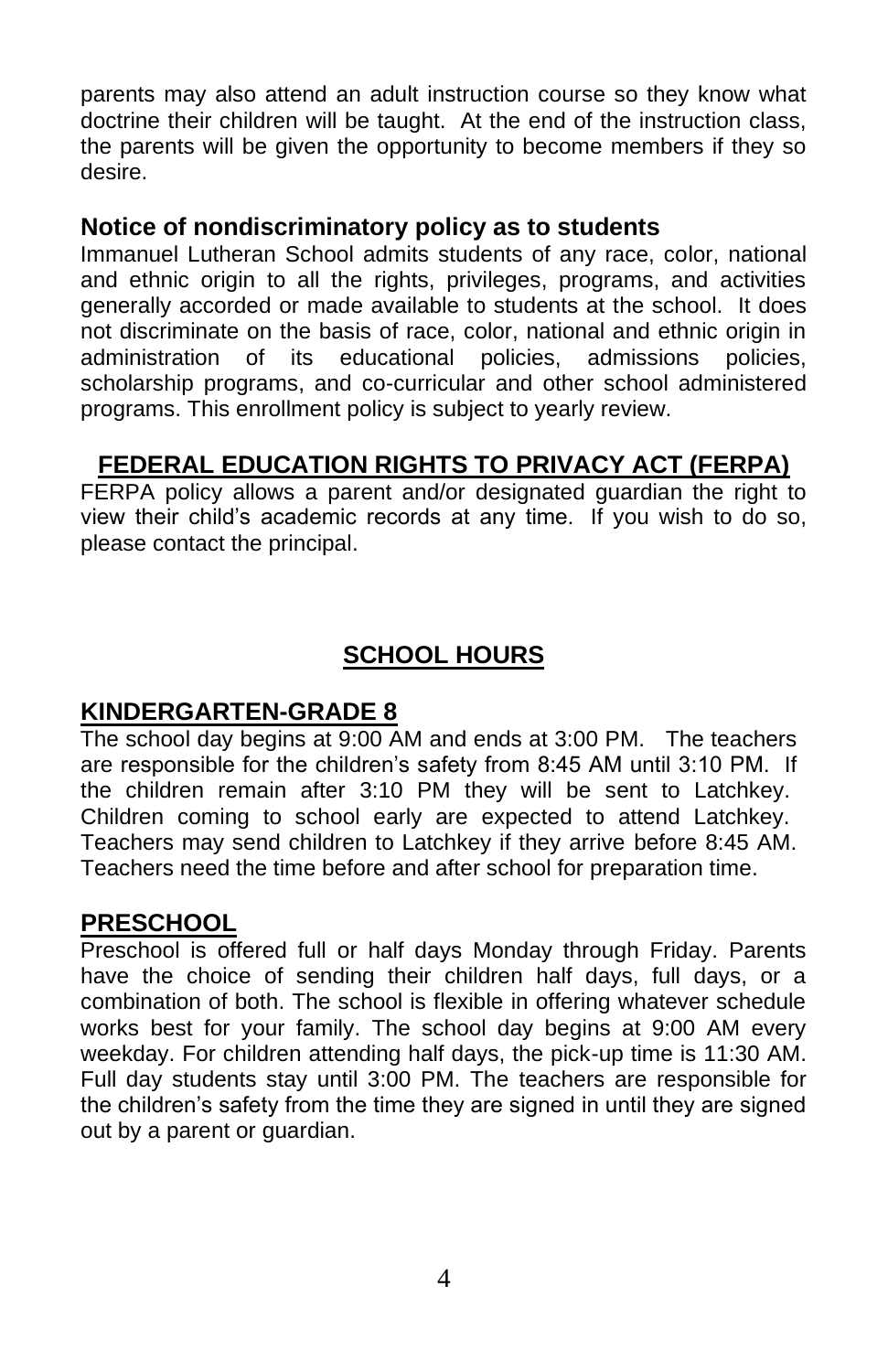parents may also attend an adult instruction course so they know what doctrine their children will be taught. At the end of the instruction class, the parents will be given the opportunity to become members if they so desire.

### Notice of nondiscriminatory policy as to students

Immanuel Lutheran School admits students of any race, color, national and ethnic origin to all the rights, privileges, programs, and activities generally accorded or made available to students at the school. It does not discriminate on the basis of race, color, national and ethnic origin in administration of its educational policies, admissions policies, scholarship programs, and co-curricular and other school administered programs. This enrollment policy is subject to yearly review.

## FEDERAL EDUCATION RIGHTS TO PRIVACY ACT (FERPA)

FERPA policy allows a parent and/or designated guardian the right to view their child's academic records at any time. If you wish to do so, please contact the principal.

## SCHOOL HOURS

### KINDERGARTEN-GRADE 8

The school day begins at 9:00 AM and ends at 3:00 PM. The teachers are responsible for the children's safety from 8:45 AM until 3:10 PM. If the children remain after 3:10 PM they will be sent to Latchkey. Children coming to school early are expected to attend Latchkey. Teachers may send children to Latchkey if they arrive before 8:45 AM. Teachers need the time before and after school for preparation time.

### PRESCHOOL

Preschool is offered full or half days Monday through Friday. Parents have the choice of sending their children half days, full days, or a combination of both. The school is flexible in offering whatever schedule works best for your family. The school day begins at 9:00 AM every weekday. For children attending half days, the pick-up time is 11:30 AM. Full day students stay until 3:00 PM. The teachers are responsible for the children's safety from the time they are signed in until they are signed out by a parent or guardian.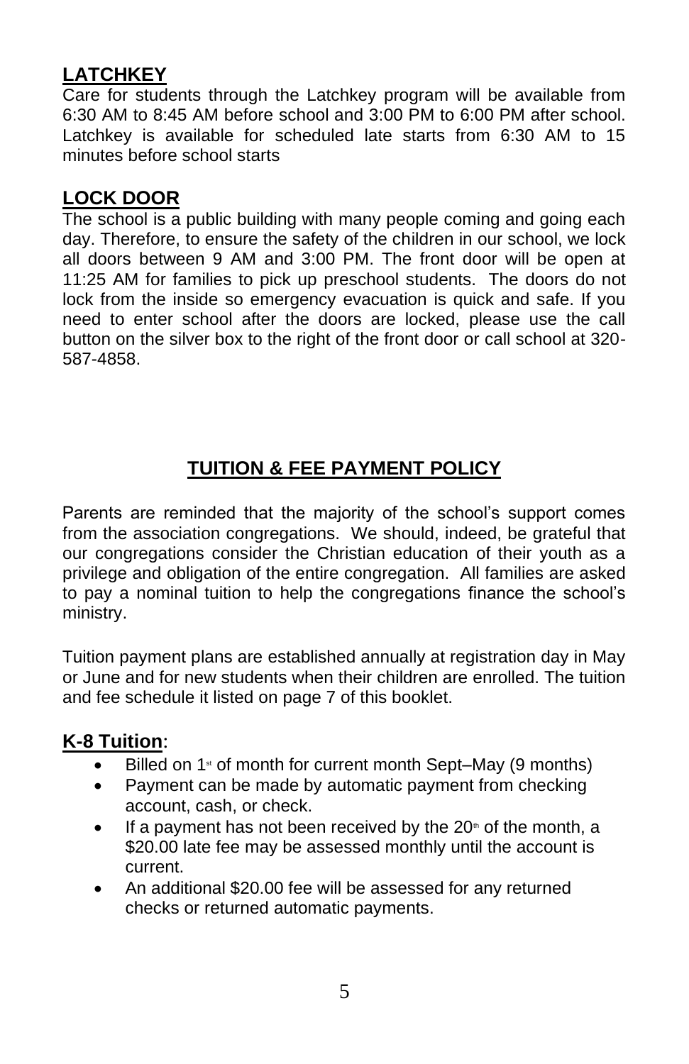## LATCHKEY

Care for students through the Latchkey program will be available from 6:30 AM to 8:45 AM before school and 3:00 PM to 6:00 PM after school. Latchkey is available for scheduled late starts from 6:30 AM to 15 minutes before school starts

## LOCK DOOR

The school is a public building with many people coming and going each day. Therefore, to ensure the safety of the children in our school, we lock all doors between 9 AM and 3:00 PM. The front door will be open at 11:25 AM for families to pick up preschool students. The doors do not lock from the inside so emergency evacuation is quick and safe. If you need to enter school after the doors are locked, please use the call button on the silver box to the right of the front door or call school at 320-587-4858.

# TUITION & FEE PAYMENT POLICY

Parents are reminded that the majority of the school's support comes from the association congregations. We should, indeed, be grateful that our congregations consider the Christian education of their youth as a privilege and obligation of the entire congregation. All families are asked to pay a nominal tuition to help the congregations finance the school's ministry.

Tuition payment plans are established annually at registration day in May or June and for new students when their children are enrolled. The tuition and fee schedule it listed on page 7 of this booklet.

## K-8 Tuition:

- Billed on 1st of month for current month Sept–May (9 months)
- Payment can be made by automatic payment from checking account, cash, or check.
- If a payment has not been received by the 20th of the month, a $20.00 late fee may be assessed monthly until the account is current.
- An additional $20.00 fee will be assessed for any returned checks or returned automatic payments.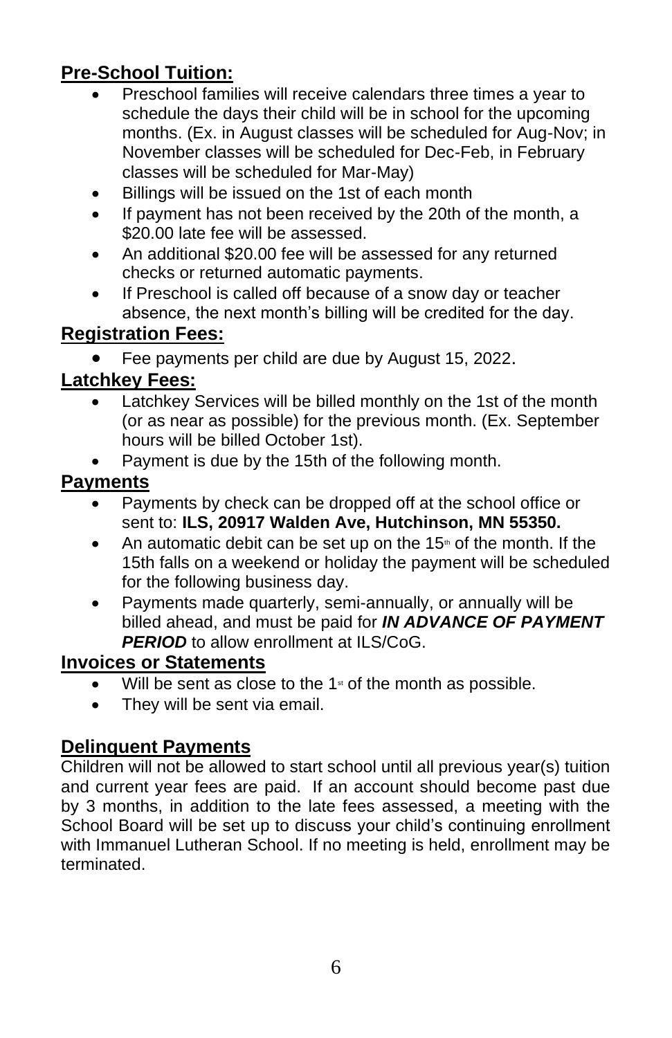## Pre-School Tuition:

- Preschool families will receive calendars three times a year to schedule the days their child will be in school for the upcoming months. (Ex. in August classes will be scheduled for Aug-Nov; in November classes will be scheduled for Dec-Feb, in February classes will be scheduled for Mar-May)
- Billings will be issued on the 1st of each month
- If payment has not been received by the 20th of the month, a $20.00 late fee will be assessed.
- An additional $20.00 fee will be assessed for any returned checks or returned automatic payments.
- If Preschool is called off because of a snow day or teacher absence, the next month's billing will be credited for the day.

## Registration Fees:

- Fee payments per child are due by August 15, 2022.

## Latchkey Fees:

- Latchkey Services will be billed monthly on the 1st of the month (or as near as possible) for the previous month. (Ex. September hours will be billed October 1st).
- Payment is due by the 15th of the following month.

## Payments

- Payments by check can be dropped off at the school office or sent to: **ILS, 20917 Walden Ave, Hutchinson, MN 55350.**
- An automatic debit can be set up on the 15th of the month. If the 15th falls on a weekend or holiday the payment will be scheduled for the following business day.
- Payments made quarterly, semi-annually, or annually will be billed ahead, and must be paid for ***IN ADVANCE OF PAYMENT PERIOD*** to allow enrollment at ILS/CoG.

## Invoices or Statements

- Will be sent as close to the 1st of the month as possible.
- They will be sent via email.

## Delinquent Payments

Children will not be allowed to start school until all previous year(s) tuition and current year fees are paid. If an account should become past due by 3 months, in addition to the late fees assessed, a meeting with the School Board will be set up to discuss your child's continuing enrollment with Immanuel Lutheran School. If no meeting is held, enrollment may be terminated.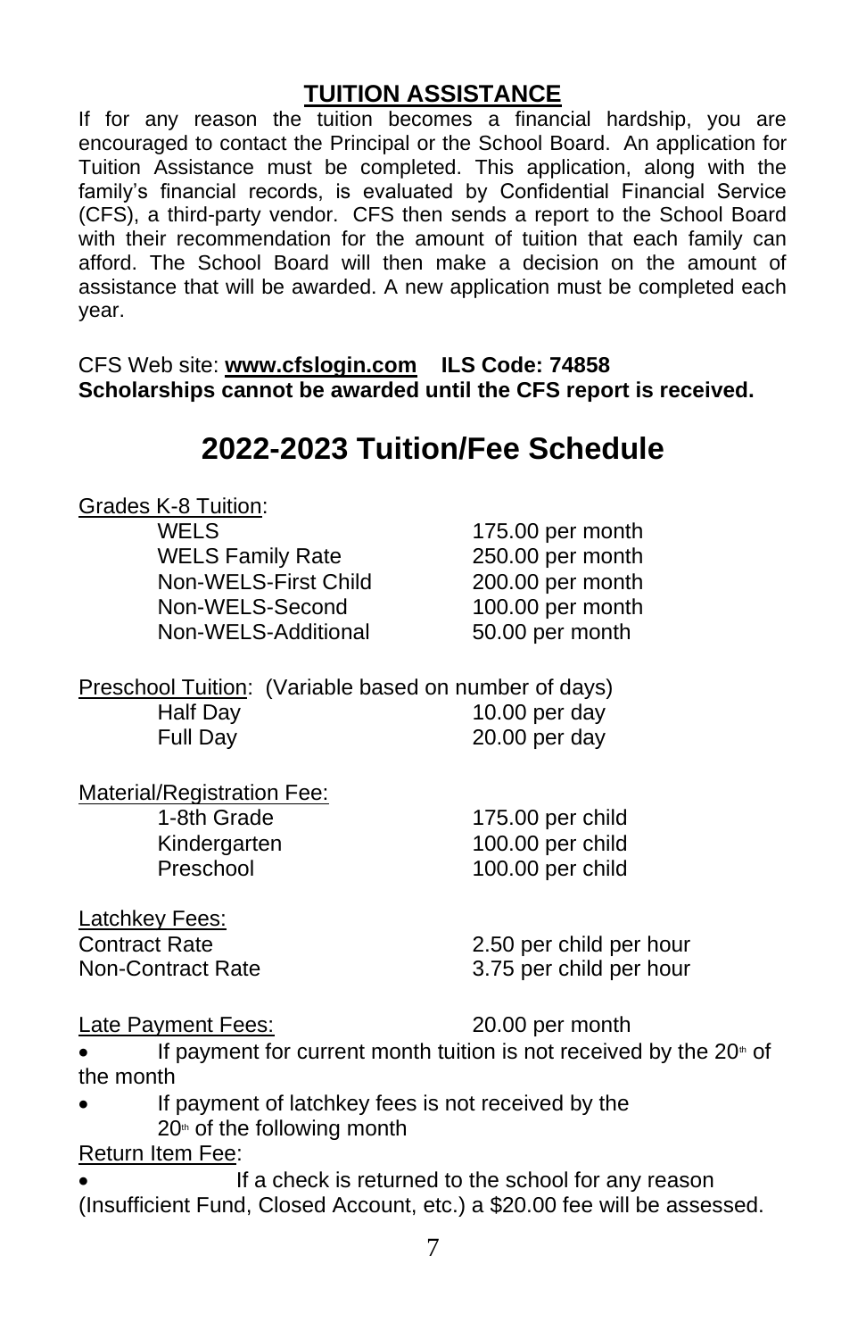## TUITION ASSISTANCE

If for any reason the tuition becomes a financial hardship, you are encouraged to contact the Principal or the School Board. An application for Tuition Assistance must be completed. This application, along with the family's financial records, is evaluated by Confidential Financial Service (CFS), a third-party vendor. CFS then sends a report to the School Board with their recommendation for the amount of tuition that each family can afford. The School Board will then make a decision on the amount of assistance that will be awarded. A new application must be completed each year.

CFS Web site: **www.cfslogin.com** **ILS Code: 74858**
**Scholarships cannot be awarded until the CFS report is received.**

# 2022-2023 Tuition/Fee Schedule

Grades K-8 Tuition:

| | |
|---|---|
| WELS | 175.00 per month |
| WELS Family Rate | 250.00 per month |
| Non-WELS-First Child | 200.00 per month |
| Non-WELS-Second | 100.00 per month |
| Non-WELS-Additional | 50.00 per month |

Preschool Tuition: (Variable based on number of days)

| | |
|---|---|
| Half Day | 10.00 per day |
| Full Day | 20.00 per day |

Material/Registration Fee:

| | |
|---|---|
| 1-8th Grade | 175.00 per child |
| Kindergarten | 100.00 per child |
| Preschool | 100.00 per child |

Latchkey Fees:

| | |
|---|---|
| Contract Rate | 2.50 per child per hour |
| Non-Contract Rate | 3.75 per child per hour |

Late Payment Fees: 20.00 per month

- If payment for current month tuition is not received by the 20th of the month
- If payment of latchkey fees is not received by the 20th of the following month

Return Item Fee:

- If a check is returned to the school for any reason (Insufficient Fund, Closed Account, etc.) a $20.00 fee will be assessed.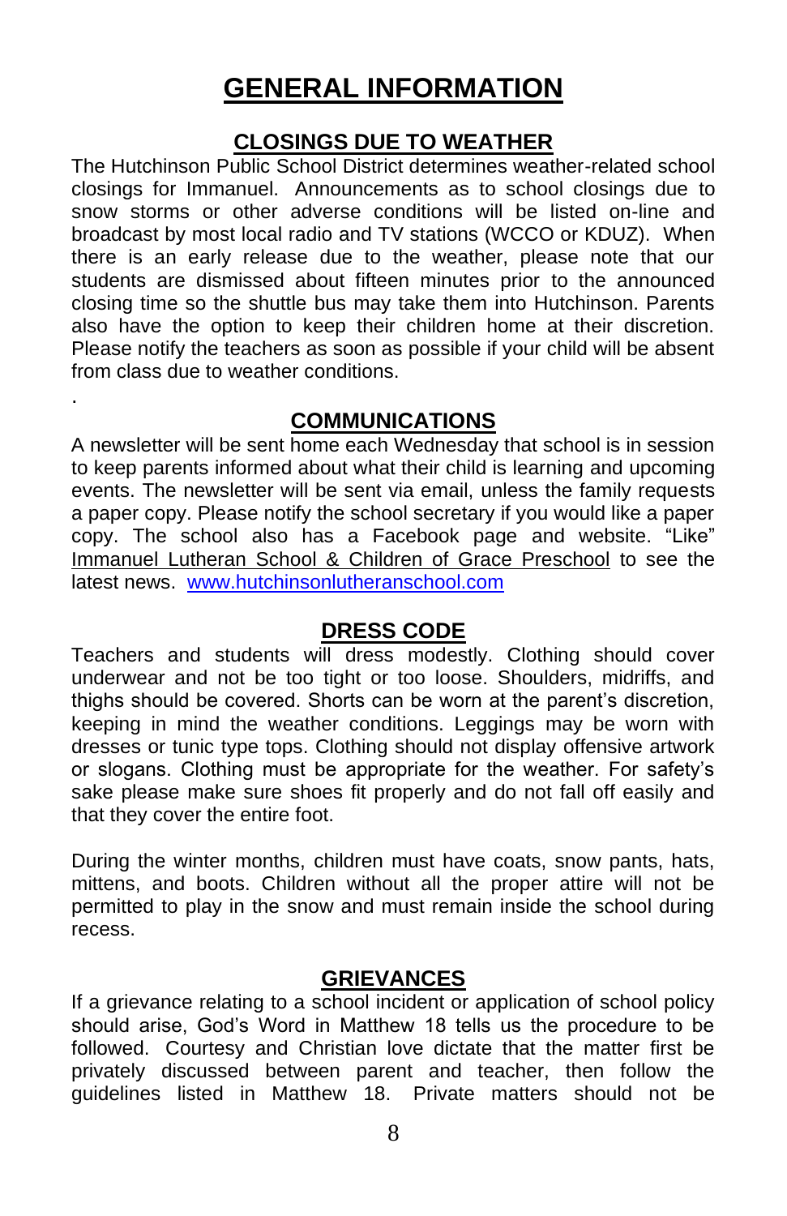# GENERAL INFORMATION

## CLOSINGS DUE TO WEATHER

The Hutchinson Public School District determines weather-related school closings for Immanuel. Announcements as to school closings due to snow storms or other adverse conditions will be listed on-line and broadcast by most local radio and TV stations (WCCO or KDUZ). When there is an early release due to the weather, please note that our students are dismissed about fifteen minutes prior to the announced closing time so the shuttle bus may take them into Hutchinson. Parents also have the option to keep their children home at their discretion. Please notify the teachers as soon as possible if your child will be absent from class due to weather conditions.

.

## COMMUNICATIONS

A newsletter will be sent home each Wednesday that school is in session to keep parents informed about what their child is learning and upcoming events. The newsletter will be sent via email, unless the family requests a paper copy. Please notify the school secretary if you would like a paper copy. The school also has a Facebook page and website. "Like" Immanuel Lutheran School & Children of Grace Preschool to see the latest news. www.hutchinsonlutheranschool.com

## DRESS CODE

Teachers and students will dress modestly. Clothing should cover underwear and not be too tight or too loose. Shoulders, midriffs, and thighs should be covered. Shorts can be worn at the parent's discretion, keeping in mind the weather conditions. Leggings may be worn with dresses or tunic type tops. Clothing should not display offensive artwork or slogans. Clothing must be appropriate for the weather. For safety's sake please make sure shoes fit properly and do not fall off easily and that they cover the entire foot.

During the winter months, children must have coats, snow pants, hats, mittens, and boots. Children without all the proper attire will not be permitted to play in the snow and must remain inside the school during recess.

## GRIEVANCES

If a grievance relating to a school incident or application of school policy should arise, God's Word in Matthew 18 tells us the procedure to be followed. Courtesy and Christian love dictate that the matter first be privately discussed between parent and teacher, then follow the guidelines listed in Matthew 18. Private matters should not be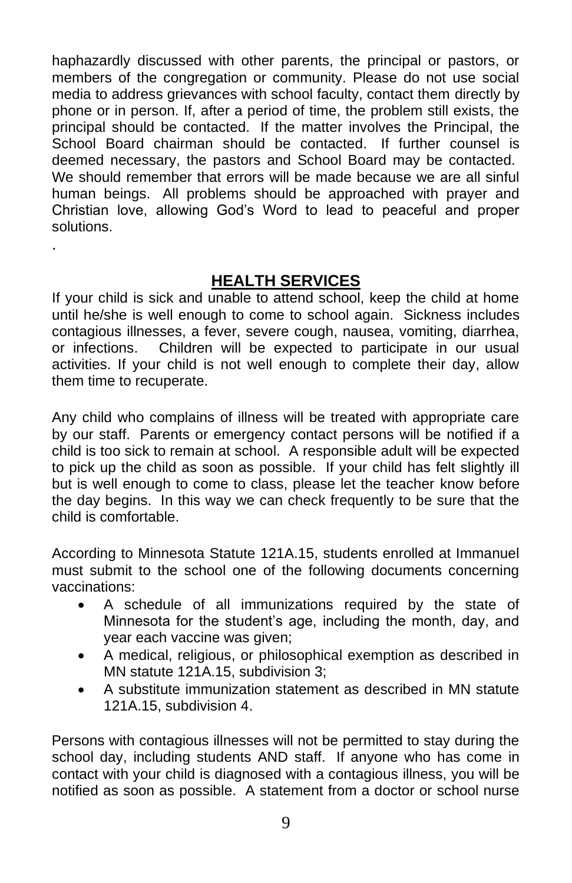haphazardly discussed with other parents, the principal or pastors, or members of the congregation or community. Please do not use social media to address grievances with school faculty, contact them directly by phone or in person. If, after a period of time, the problem still exists, the principal should be contacted. If the matter involves the Principal, the School Board chairman should be contacted. If further counsel is deemed necessary, the pastors and School Board may be contacted. We should remember that errors will be made because we are all sinful human beings. All problems should be approached with prayer and Christian love, allowing God's Word to lead to peaceful and proper solutions.

.

## HEALTH SERVICES

If your child is sick and unable to attend school, keep the child at home until he/she is well enough to come to school again. Sickness includes contagious illnesses, a fever, severe cough, nausea, vomiting, diarrhea, or infections. Children will be expected to participate in our usual activities. If your child is not well enough to complete their day, allow them time to recuperate.

Any child who complains of illness will be treated with appropriate care by our staff. Parents or emergency contact persons will be notified if a child is too sick to remain at school. A responsible adult will be expected to pick up the child as soon as possible. If your child has felt slightly ill but is well enough to come to class, please let the teacher know before the day begins. In this way we can check frequently to be sure that the child is comfortable.

According to Minnesota Statute 121A.15, students enrolled at Immanuel must submit to the school one of the following documents concerning vaccinations:

- A schedule of all immunizations required by the state of Minnesota for the student's age, including the month, day, and year each vaccine was given;
- A medical, religious, or philosophical exemption as described in MN statute 121A.15, subdivision 3;
- A substitute immunization statement as described in MN statute 121A.15, subdivision 4.

Persons with contagious illnesses will not be permitted to stay during the school day, including students AND staff. If anyone who has come in contact with your child is diagnosed with a contagious illness, you will be notified as soon as possible. A statement from a doctor or school nurse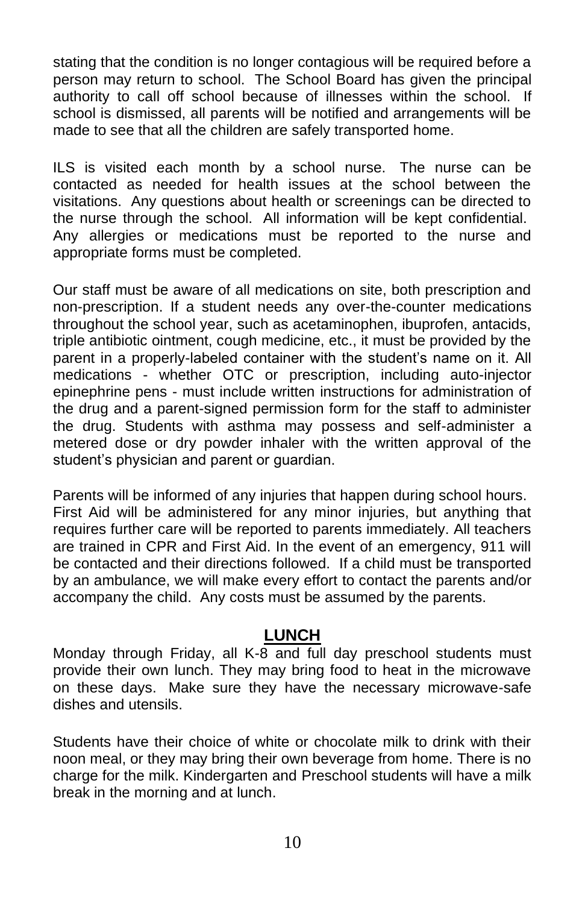stating that the condition is no longer contagious will be required before a person may return to school. The School Board has given the principal authority to call off school because of illnesses within the school. If school is dismissed, all parents will be notified and arrangements will be made to see that all the children are safely transported home.

ILS is visited each month by a school nurse. The nurse can be contacted as needed for health issues at the school between the visitations. Any questions about health or screenings can be directed to the nurse through the school. All information will be kept confidential. Any allergies or medications must be reported to the nurse and appropriate forms must be completed.

Our staff must be aware of all medications on site, both prescription and non-prescription. If a student needs any over-the-counter medications throughout the school year, such as acetaminophen, ibuprofen, antacids, triple antibiotic ointment, cough medicine, etc., it must be provided by the parent in a properly-labeled container with the student's name on it. All medications - whether OTC or prescription, including auto-injector epinephrine pens - must include written instructions for administration of the drug and a parent-signed permission form for the staff to administer the drug. Students with asthma may possess and self-administer a metered dose or dry powder inhaler with the written approval of the student's physician and parent or guardian.

Parents will be informed of any injuries that happen during school hours. First Aid will be administered for any minor injuries, but anything that requires further care will be reported to parents immediately. All teachers are trained in CPR and First Aid. In the event of an emergency, 911 will be contacted and their directions followed. If a child must be transported by an ambulance, we will make every effort to contact the parents and/or accompany the child. Any costs must be assumed by the parents.

## LUNCH

Monday through Friday, all K-8 and full day preschool students must provide their own lunch. They may bring food to heat in the microwave on these days. Make sure they have the necessary microwave-safe dishes and utensils.

Students have their choice of white or chocolate milk to drink with their noon meal, or they may bring their own beverage from home. There is no charge for the milk. Kindergarten and Preschool students will have a milk break in the morning and at lunch.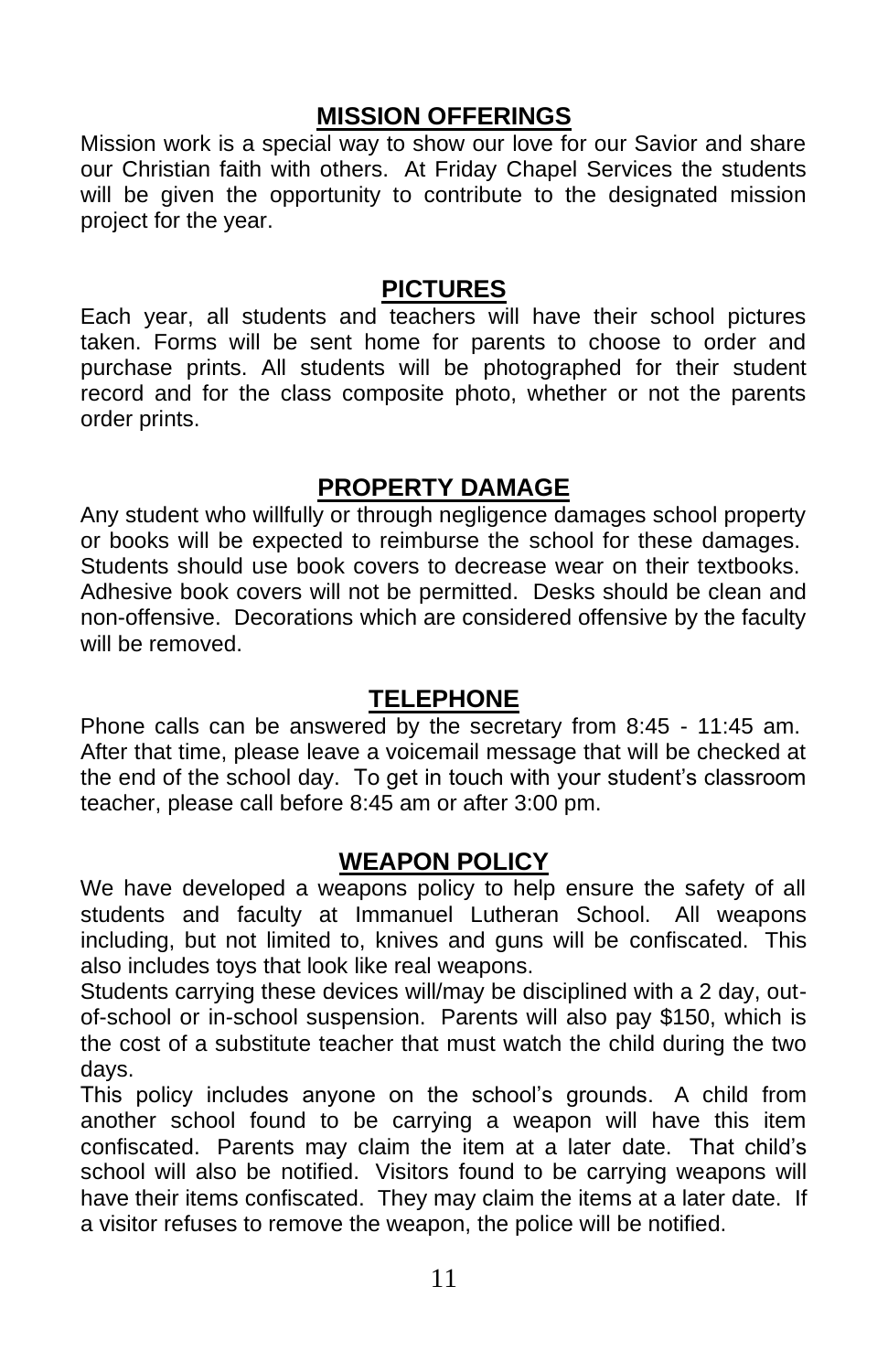## MISSION OFFERINGS

Mission work is a special way to show our love for our Savior and share our Christian faith with others. At Friday Chapel Services the students will be given the opportunity to contribute to the designated mission project for the year.

## PICTURES

Each year, all students and teachers will have their school pictures taken. Forms will be sent home for parents to choose to order and purchase prints. All students will be photographed for their student record and for the class composite photo, whether or not the parents order prints.

## PROPERTY DAMAGE

Any student who willfully or through negligence damages school property or books will be expected to reimburse the school for these damages. Students should use book covers to decrease wear on their textbooks. Adhesive book covers will not be permitted. Desks should be clean and non-offensive. Decorations which are considered offensive by the faculty will be removed.

## TELEPHONE

Phone calls can be answered by the secretary from 8:45 - 11:45 am. After that time, please leave a voicemail message that will be checked at the end of the school day. To get in touch with your student's classroom teacher, please call before 8:45 am or after 3:00 pm.

## WEAPON POLICY

We have developed a weapons policy to help ensure the safety of all students and faculty at Immanuel Lutheran School. All weapons including, but not limited to, knives and guns will be confiscated. This also includes toys that look like real weapons.

Students carrying these devices will/may be disciplined with a 2 day, out-of-school or in-school suspension. Parents will also pay $150, which is the cost of a substitute teacher that must watch the child during the two days.

This policy includes anyone on the school's grounds. A child from another school found to be carrying a weapon will have this item confiscated. Parents may claim the item at a later date. That child's school will also be notified. Visitors found to be carrying weapons will have their items confiscated. They may claim the items at a later date. If a visitor refuses to remove the weapon, the police will be notified.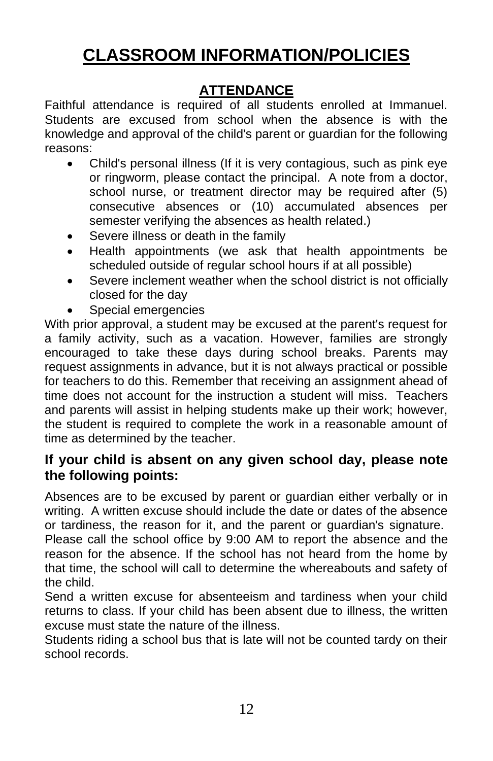# CLASSROOM INFORMATION/POLICIES

## ATTENDANCE

Faithful attendance is required of all students enrolled at Immanuel. Students are excused from school when the absence is with the knowledge and approval of the child's parent or guardian for the following reasons:

- Child's personal illness (If it is very contagious, such as pink eye or ringworm, please contact the principal. A note from a doctor, school nurse, or treatment director may be required after (5) consecutive absences or (10) accumulated absences per semester verifying the absences as health related.)
- Severe illness or death in the family
- Health appointments (we ask that health appointments be scheduled outside of regular school hours if at all possible)
- Severe inclement weather when the school district is not officially closed for the day
- Special emergencies

With prior approval, a student may be excused at the parent's request for a family activity, such as a vacation. However, families are strongly encouraged to take these days during school breaks. Parents may request assignments in advance, but it is not always practical or possible for teachers to do this. Remember that receiving an assignment ahead of time does not account for the instruction a student will miss. Teachers and parents will assist in helping students make up their work; however, the student is required to complete the work in a reasonable amount of time as determined by the teacher.

### If your child is absent on any given school day, please note the following points:

Absences are to be excused by parent or guardian either verbally or in writing. A written excuse should include the date or dates of the absence or tardiness, the reason for it, and the parent or guardian's signature.

Please call the school office by 9:00 AM to report the absence and the reason for the absence. If the school has not heard from the home by that time, the school will call to determine the whereabouts and safety of the child.

Send a written excuse for absenteeism and tardiness when your child returns to class. If your child has been absent due to illness, the written excuse must state the nature of the illness.

Students riding a school bus that is late will not be counted tardy on their school records.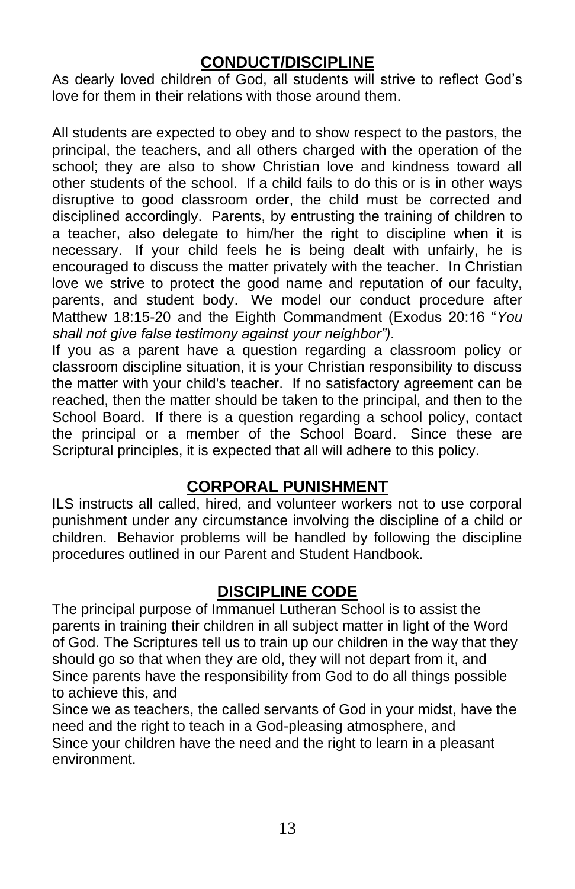## CONDUCT/DISCIPLINE

As dearly loved children of God, all students will strive to reflect God's love for them in their relations with those around them.

All students are expected to obey and to show respect to the pastors, the principal, the teachers, and all others charged with the operation of the school; they are also to show Christian love and kindness toward all other students of the school. If a child fails to do this or is in other ways disruptive to good classroom order, the child must be corrected and disciplined accordingly. Parents, by entrusting the training of children to a teacher, also delegate to him/her the right to discipline when it is necessary. If your child feels he is being dealt with unfairly, he is encouraged to discuss the matter privately with the teacher. In Christian love we strive to protect the good name and reputation of our faculty, parents, and student body. We model our conduct procedure after Matthew 18:15-20 and the Eighth Commandment (Exodus 20:16 "*You shall not give false testimony against your neighbor").*

If you as a parent have a question regarding a classroom policy or classroom discipline situation, it is your Christian responsibility to discuss the matter with your child's teacher. If no satisfactory agreement can be reached, then the matter should be taken to the principal, and then to the School Board. If there is a question regarding a school policy, contact the principal or a member of the School Board. Since these are Scriptural principles, it is expected that all will adhere to this policy.

## CORPORAL PUNISHMENT

ILS instructs all called, hired, and volunteer workers not to use corporal punishment under any circumstance involving the discipline of a child or children. Behavior problems will be handled by following the discipline procedures outlined in our Parent and Student Handbook.

## DISCIPLINE CODE

The principal purpose of Immanuel Lutheran School is to assist the parents in training their children in all subject matter in light of the Word of God. The Scriptures tell us to train up our children in the way that they should go so that when they are old, they will not depart from it, and
Since parents have the responsibility from God to do all things possible to achieve this, and
Since we as teachers, the called servants of God in your midst, have the need and the right to teach in a God-pleasing atmosphere, and
Since your children have the need and the right to learn in a pleasant environment.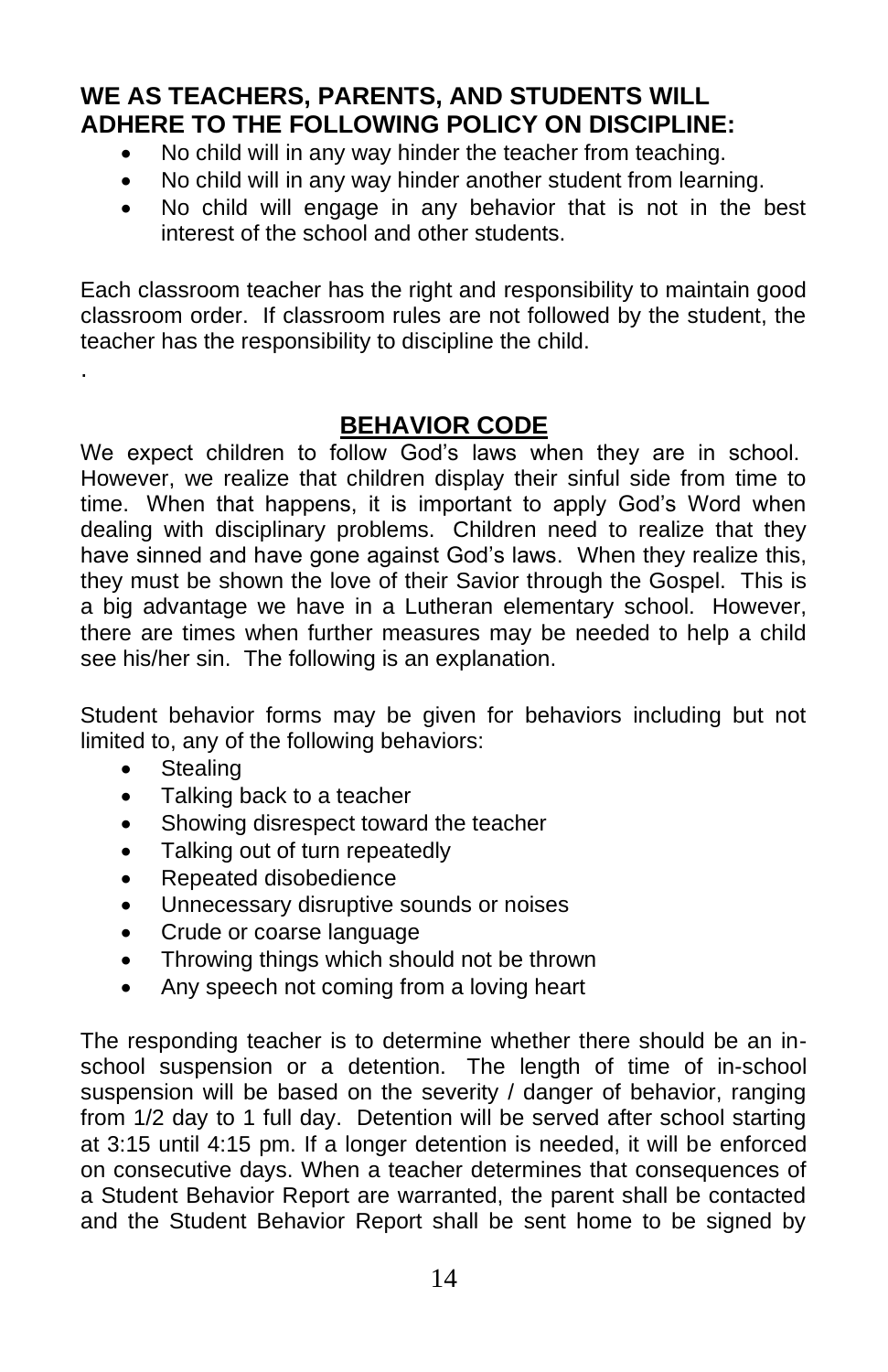**WE AS TEACHERS, PARENTS, AND STUDENTS WILL ADHERE TO THE FOLLOWING POLICY ON DISCIPLINE:**

- No child will in any way hinder the teacher from teaching.
- No child will in any way hinder another student from learning.
- No child will engage in any behavior that is not in the best interest of the school and other students.

Each classroom teacher has the right and responsibility to maintain good classroom order. If classroom rules are not followed by the student, the teacher has the responsibility to discipline the child.

.

## BEHAVIOR CODE

We expect children to follow God's laws when they are in school. However, we realize that children display their sinful side from time to time. When that happens, it is important to apply God's Word when dealing with disciplinary problems. Children need to realize that they have sinned and have gone against God's laws. When they realize this, they must be shown the love of their Savior through the Gospel. This is a big advantage we have in a Lutheran elementary school. However, there are times when further measures may be needed to help a child see his/her sin. The following is an explanation.

Student behavior forms may be given for behaviors including but not limited to, any of the following behaviors:

- Stealing
- Talking back to a teacher
- Showing disrespect toward the teacher
- Talking out of turn repeatedly
- Repeated disobedience
- Unnecessary disruptive sounds or noises
- Crude or coarse language
- Throwing things which should not be thrown
- Any speech not coming from a loving heart

The responding teacher is to determine whether there should be an in-school suspension or a detention. The length of time of in-school suspension will be based on the severity / danger of behavior, ranging from 1/2 day to 1 full day. Detention will be served after school starting at 3:15 until 4:15 pm. If a longer detention is needed, it will be enforced on consecutive days. When a teacher determines that consequences of a Student Behavior Report are warranted, the parent shall be contacted and the Student Behavior Report shall be sent home to be signed by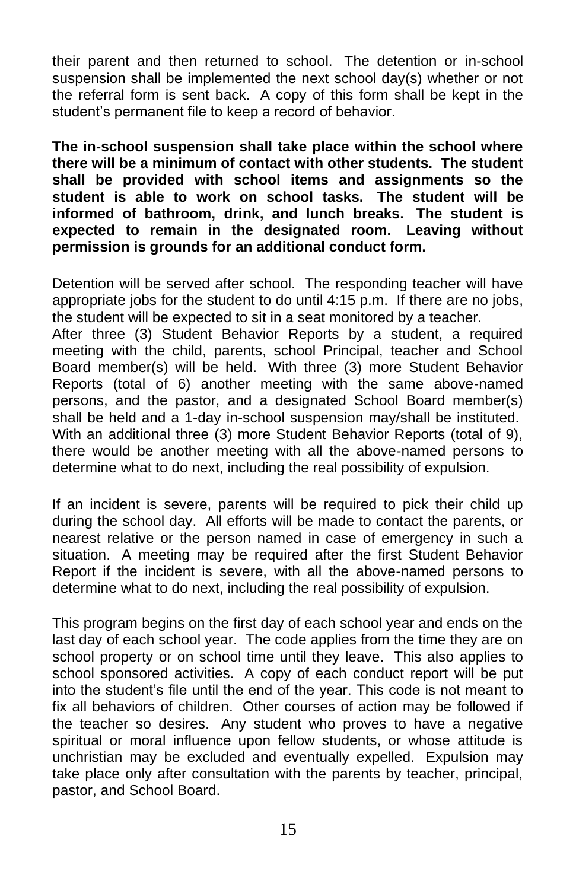their parent and then returned to school. The detention or in-school suspension shall be implemented the next school day(s) whether or not the referral form is sent back. A copy of this form shall be kept in the student's permanent file to keep a record of behavior.

**The in-school suspension shall take place within the school where there will be a minimum of contact with other students. The student shall be provided with school items and assignments so the student is able to work on school tasks. The student will be informed of bathroom, drink, and lunch breaks. The student is expected to remain in the designated room. Leaving without permission is grounds for an additional conduct form.**

Detention will be served after school. The responding teacher will have appropriate jobs for the student to do until 4:15 p.m. If there are no jobs, the student will be expected to sit in a seat monitored by a teacher.
After three (3) Student Behavior Reports by a student, a required meeting with the child, parents, school Principal, teacher and School Board member(s) will be held. With three (3) more Student Behavior Reports (total of 6) another meeting with the same above-named persons, and the pastor, and a designated School Board member(s) shall be held and a 1-day in-school suspension may/shall be instituted. With an additional three (3) more Student Behavior Reports (total of 9), there would be another meeting with all the above-named persons to determine what to do next, including the real possibility of expulsion.

If an incident is severe, parents will be required to pick their child up during the school day. All efforts will be made to contact the parents, or nearest relative or the person named in case of emergency in such a situation. A meeting may be required after the first Student Behavior Report if the incident is severe, with all the above-named persons to determine what to do next, including the real possibility of expulsion.

This program begins on the first day of each school year and ends on the last day of each school year. The code applies from the time they are on school property or on school time until they leave. This also applies to school sponsored activities. A copy of each conduct report will be put into the student's file until the end of the year. This code is not meant to fix all behaviors of children. Other courses of action may be followed if the teacher so desires. Any student who proves to have a negative spiritual or moral influence upon fellow students, or whose attitude is unchristian may be excluded and eventually expelled. Expulsion may take place only after consultation with the parents by teacher, principal, pastor, and School Board.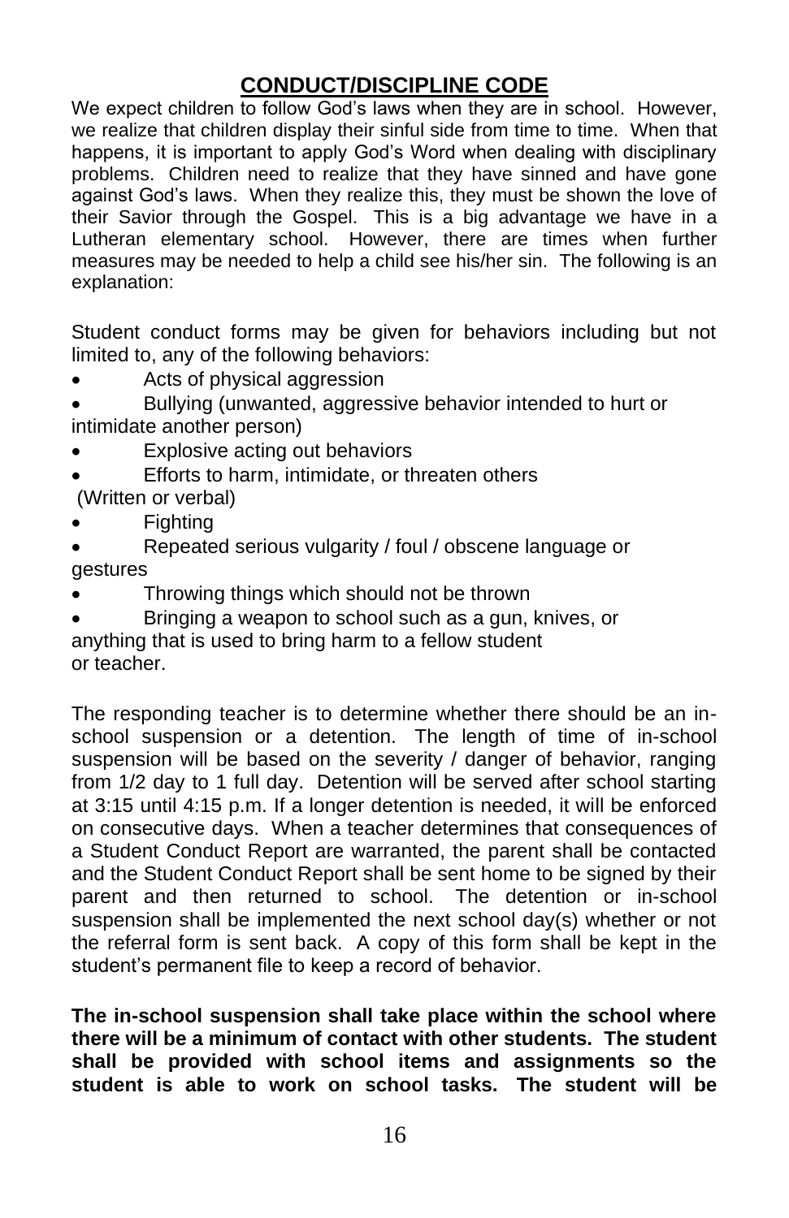# CONDUCT/DISCIPLINE CODE

We expect children to follow God's laws when they are in school. However, we realize that children display their sinful side from time to time. When that happens, it is important to apply God's Word when dealing with disciplinary problems. Children need to realize that they have sinned and have gone against God's laws. When they realize this, they must be shown the love of their Savior through the Gospel. This is a big advantage we have in a Lutheran elementary school. However, there are times when further measures may be needed to help a child see his/her sin. The following is an explanation:

Student conduct forms may be given for behaviors including but not limited to, any of the following behaviors:

- Acts of physical aggression
- Bullying (unwanted, aggressive behavior intended to hurt or intimidate another person)
- Explosive acting out behaviors
- Efforts to harm, intimidate, or threaten others (Written or verbal)
- Fighting
- Repeated serious vulgarity / foul / obscene language or gestures
- Throwing things which should not be thrown
- Bringing a weapon to school such as a gun, knives, or anything that is used to bring harm to a fellow student or teacher.

The responding teacher is to determine whether there should be an in-school suspension or a detention. The length of time of in-school suspension will be based on the severity / danger of behavior, ranging from 1/2 day to 1 full day. Detention will be served after school starting at 3:15 until 4:15 p.m. If a longer detention is needed, it will be enforced on consecutive days. When a teacher determines that consequences of a Student Conduct Report are warranted, the parent shall be contacted and the Student Conduct Report shall be sent home to be signed by their parent and then returned to school. The detention or in-school suspension shall be implemented the next school day(s) whether or not the referral form is sent back. A copy of this form shall be kept in the student's permanent file to keep a record of behavior.

**The in-school suspension shall take place within the school where there will be a minimum of contact with other students. The student shall be provided with school items and assignments so the student is able to work on school tasks. The student will be**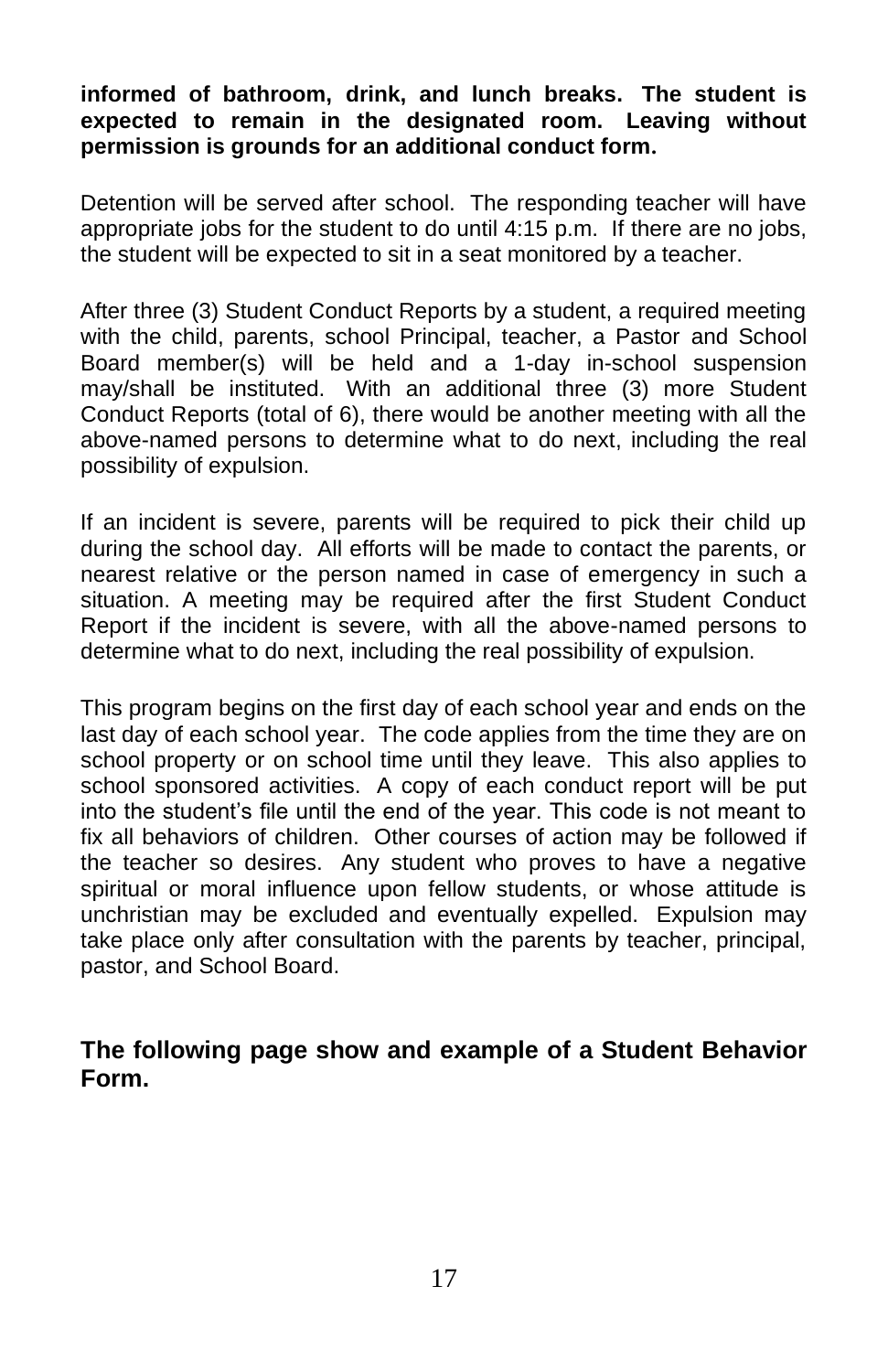**informed of bathroom, drink, and lunch breaks. The student is expected to remain in the designated room. Leaving without permission is grounds for an additional conduct form.**

Detention will be served after school. The responding teacher will have appropriate jobs for the student to do until 4:15 p.m. If there are no jobs, the student will be expected to sit in a seat monitored by a teacher.

After three (3) Student Conduct Reports by a student, a required meeting with the child, parents, school Principal, teacher, a Pastor and School Board member(s) will be held and a 1-day in-school suspension may/shall be instituted. With an additional three (3) more Student Conduct Reports (total of 6), there would be another meeting with all the above-named persons to determine what to do next, including the real possibility of expulsion.

If an incident is severe, parents will be required to pick their child up during the school day. All efforts will be made to contact the parents, or nearest relative or the person named in case of emergency in such a situation. A meeting may be required after the first Student Conduct Report if the incident is severe, with all the above-named persons to determine what to do next, including the real possibility of expulsion.

This program begins on the first day of each school year and ends on the last day of each school year. The code applies from the time they are on school property or on school time until they leave. This also applies to school sponsored activities. A copy of each conduct report will be put into the student's file until the end of the year. This code is not meant to fix all behaviors of children. Other courses of action may be followed if the teacher so desires. Any student who proves to have a negative spiritual or moral influence upon fellow students, or whose attitude is unchristian may be excluded and eventually expelled. Expulsion may take place only after consultation with the parents by teacher, principal, pastor, and School Board.

**The following page show and example of a Student Behavior Form.**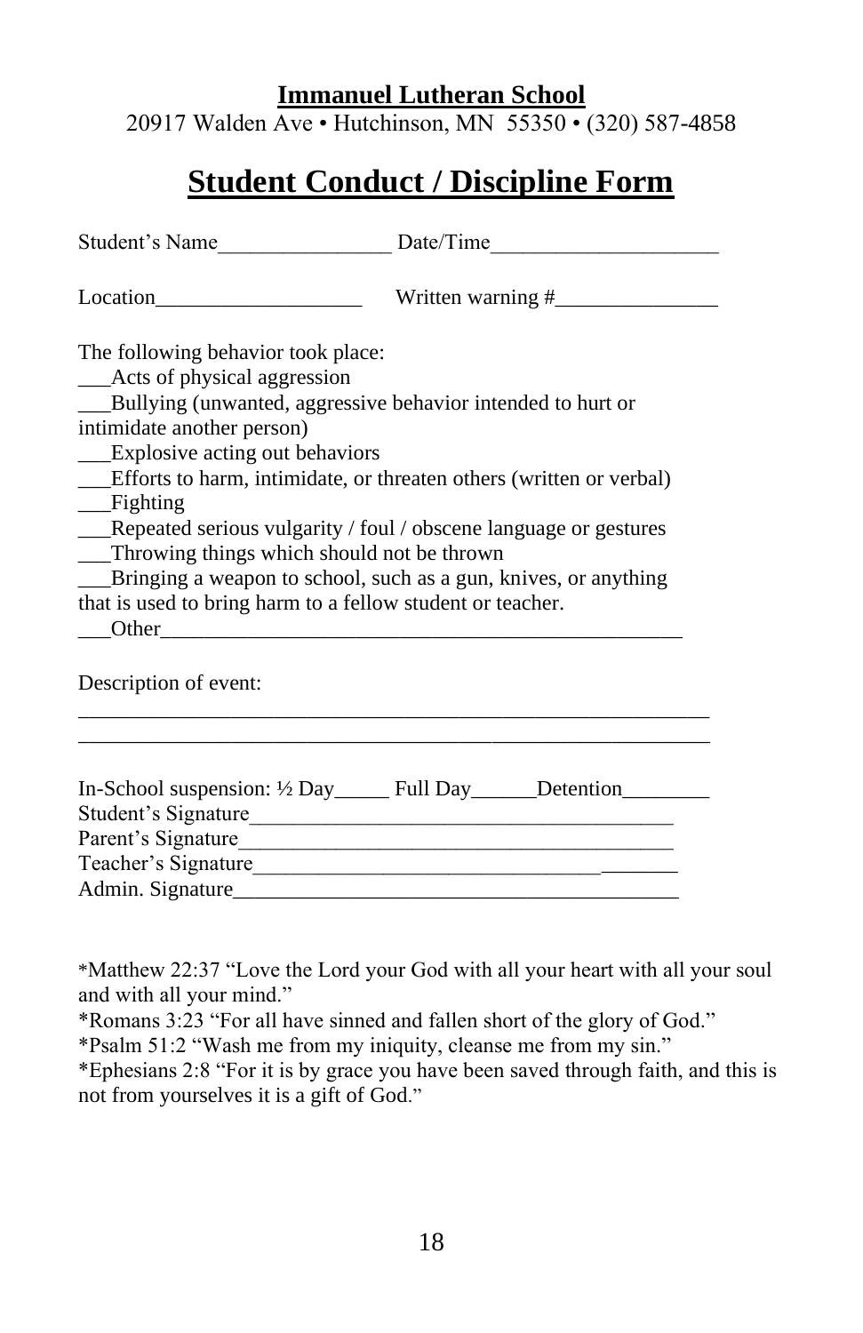**Immanuel Lutheran School**

20917 Walden Ave • Hutchinson, MN 55350 • (320) 587-4858

# Student Conduct / Discipline Form

Student's Name________________ Date/Time_____________________

Location___________________ Written warning #_______________

The following behavior took place:

___Acts of physical aggression

___Bullying (unwanted, aggressive behavior intended to hurt or intimidate another person)

___Explosive acting out behaviors

___Efforts to harm, intimidate, or threaten others (written or verbal)

___Fighting

___Repeated serious vulgarity / foul / obscene language or gestures

___Throwing things which should not be thrown

___Bringing a weapon to school, such as a gun, knives, or anything that is used to bring harm to a fellow student or teacher.

___Other__________________________________________________

Description of event:

____________________________________________________________

____________________________________________________________

In-School suspension: ½ Day_____ Full Day______Detention________

Student's Signature_______________________________________

Parent's Signature________________________________________

Teacher's Signature_______________________________________

Admin. Signature_________________________________________

*Matthew 22:37 "Love the Lord your God with all your heart with all your soul and with all your mind."

*Romans 3:23 "For all have sinned and fallen short of the glory of God."

*Psalm 51:2 "Wash me from my iniquity, cleanse me from my sin."

*Ephesians 2:8 "For it is by grace you have been saved through faith, and this is not from yourselves it is a gift of God."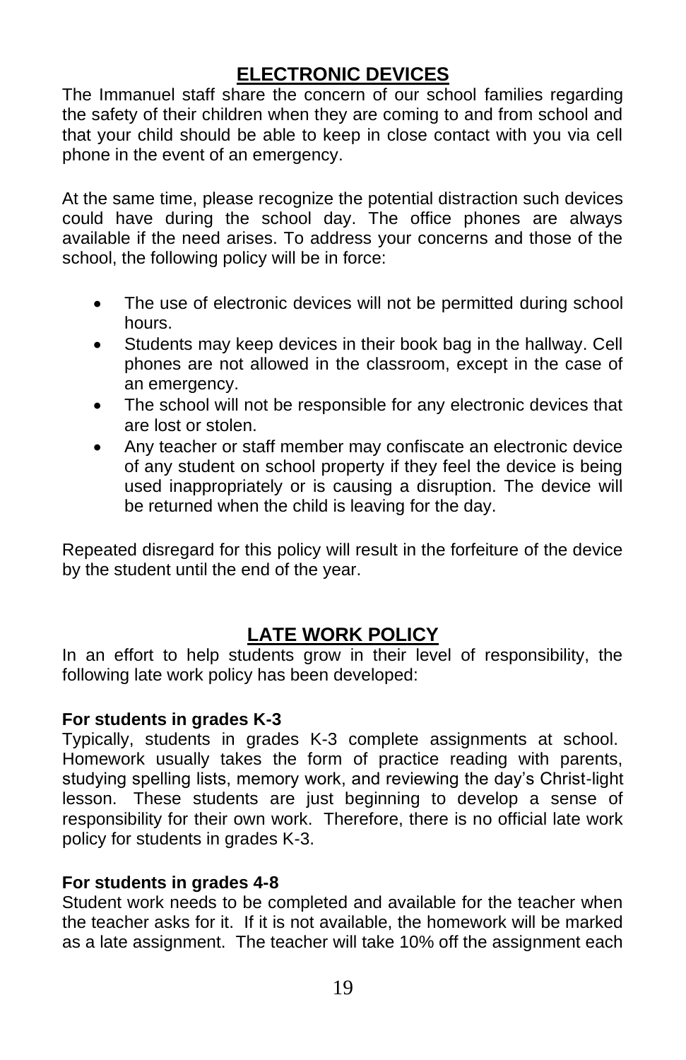## ELECTRONIC DEVICES

The Immanuel staff share the concern of our school families regarding the safety of their children when they are coming to and from school and that your child should be able to keep in close contact with you via cell phone in the event of an emergency.

At the same time, please recognize the potential distraction such devices could have during the school day. The office phones are always available if the need arises. To address your concerns and those of the school, the following policy will be in force:

- The use of electronic devices will not be permitted during school hours.
- Students may keep devices in their book bag in the hallway. Cell phones are not allowed in the classroom, except in the case of an emergency.
- The school will not be responsible for any electronic devices that are lost or stolen.
- Any teacher or staff member may confiscate an electronic device of any student on school property if they feel the device is being used inappropriately or is causing a disruption. The device will be returned when the child is leaving for the day.

Repeated disregard for this policy will result in the forfeiture of the device by the student until the end of the year.

## LATE WORK POLICY

In an effort to help students grow in their level of responsibility, the following late work policy has been developed:

**For students in grades K-3**

Typically, students in grades K-3 complete assignments at school. Homework usually takes the form of practice reading with parents, studying spelling lists, memory work, and reviewing the day's Christ-light lesson. These students are just beginning to develop a sense of responsibility for their own work. Therefore, there is no official late work policy for students in grades K-3.

**For students in grades 4-8**

Student work needs to be completed and available for the teacher when the teacher asks for it. If it is not available, the homework will be marked as a late assignment. The teacher will take 10% off the assignment each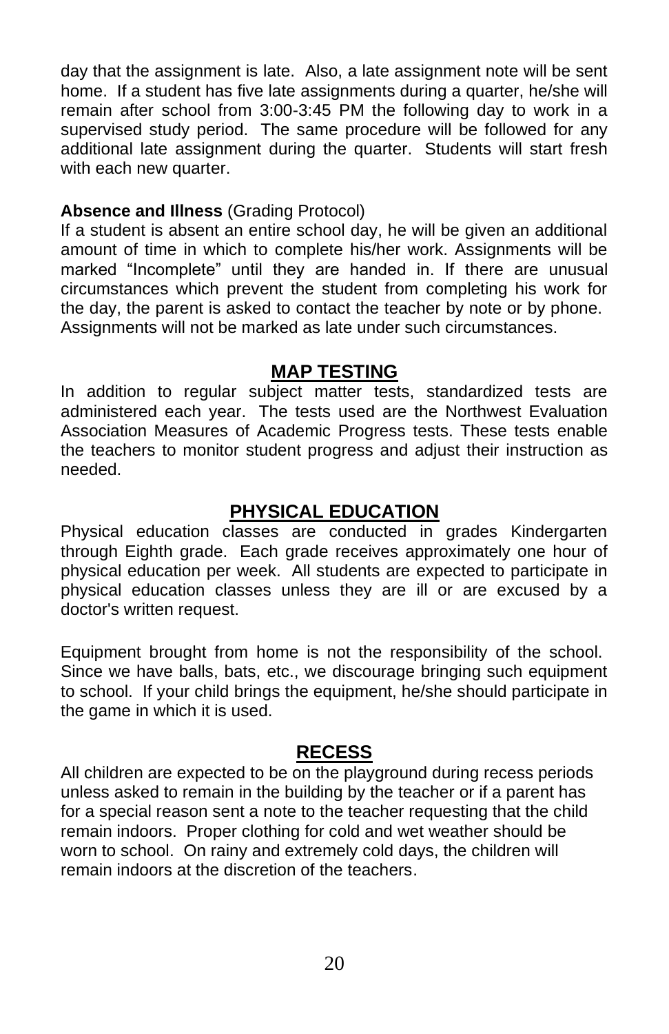day that the assignment is late. Also, a late assignment note will be sent home. If a student has five late assignments during a quarter, he/she will remain after school from 3:00-3:45 PM the following day to work in a supervised study period. The same procedure will be followed for any additional late assignment during the quarter. Students will start fresh with each new quarter.

**Absence and Illness** (Grading Protocol)

If a student is absent an entire school day, he will be given an additional amount of time in which to complete his/her work. Assignments will be marked "Incomplete" until they are handed in. If there are unusual circumstances which prevent the student from completing his work for the day, the parent is asked to contact the teacher by note or by phone. Assignments will not be marked as late under such circumstances.

## MAP TESTING

In addition to regular subject matter tests, standardized tests are administered each year. The tests used are the Northwest Evaluation Association Measures of Academic Progress tests. These tests enable the teachers to monitor student progress and adjust their instruction as needed.

## PHYSICAL EDUCATION

Physical education classes are conducted in grades Kindergarten through Eighth grade. Each grade receives approximately one hour of physical education per week. All students are expected to participate in physical education classes unless they are ill or are excused by a doctor's written request.

Equipment brought from home is not the responsibility of the school. Since we have balls, bats, etc., we discourage bringing such equipment to school. If your child brings the equipment, he/she should participate in the game in which it is used.

## RECESS

All children are expected to be on the playground during recess periods unless asked to remain in the building by the teacher or if a parent has for a special reason sent a note to the teacher requesting that the child remain indoors. Proper clothing for cold and wet weather should be worn to school. On rainy and extremely cold days, the children will remain indoors at the discretion of the teachers.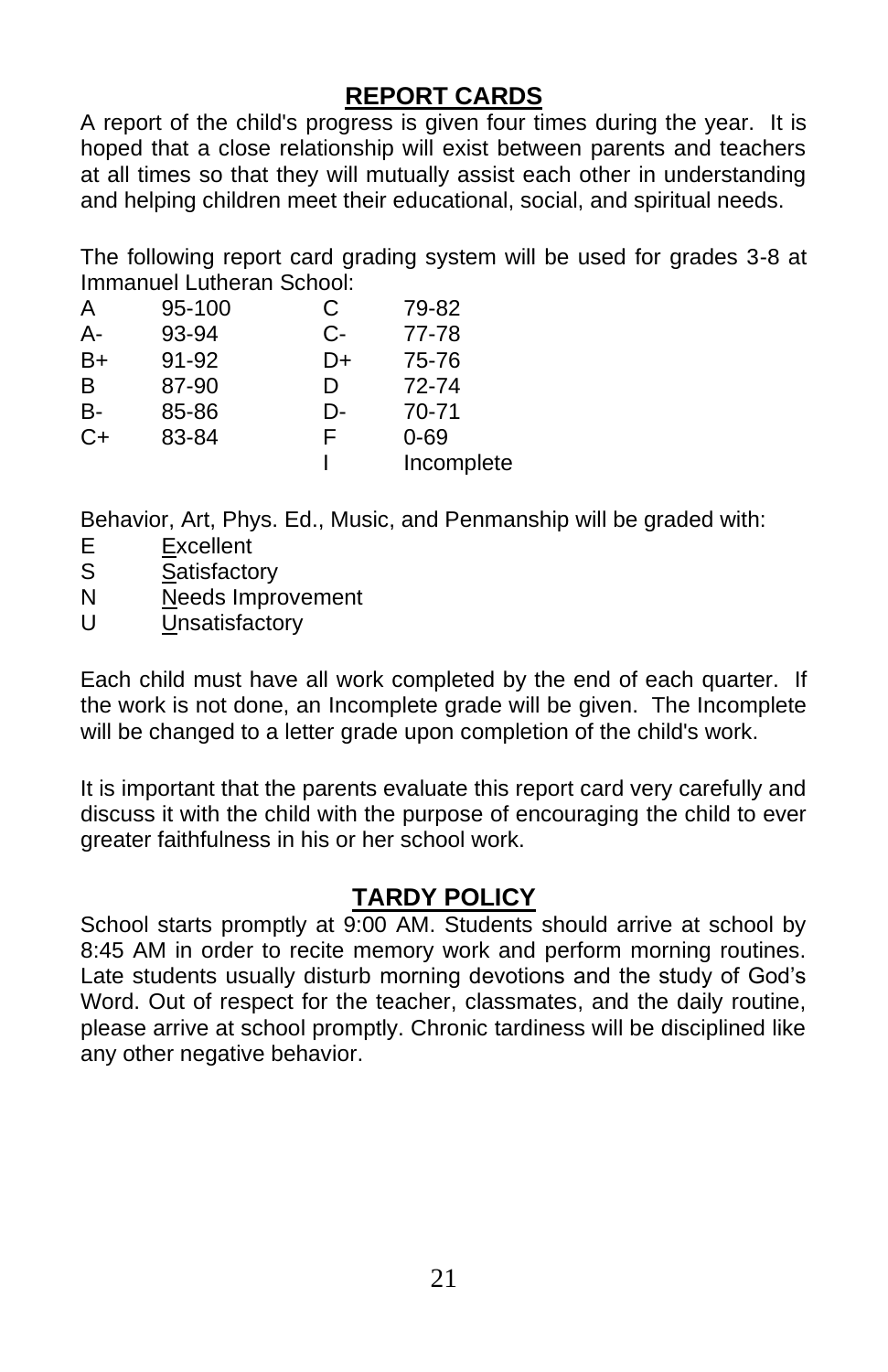## REPORT CARDS

A report of the child's progress is given four times during the year. It is hoped that a close relationship will exist between parents and teachers at all times so that they will mutually assist each other in understanding and helping children meet their educational, social, and spiritual needs.

The following report card grading system will be used for grades 3-8 at Immanuel Lutheran School:

| | | | |
|---|---|---|---|
| A | 95-100 | C | 79-82 |
| A- | 93-94 | C- | 77-78 |
| B+ | 91-92 | D+ | 75-76 |
| B | 87-90 | D | 72-74 |
| B- | 85-86 | D- | 70-71 |
| C+ | 83-84 | F | 0-69 |
| | | I | Incomplete |

Behavior, Art, Phys. Ed., Music, and Penmanship will be graded with:

- E Excellent
- S Satisfactory
- N Needs Improvement
- U Unsatisfactory

Each child must have all work completed by the end of each quarter. If the work is not done, an Incomplete grade will be given. The Incomplete will be changed to a letter grade upon completion of the child's work.

It is important that the parents evaluate this report card very carefully and discuss it with the child with the purpose of encouraging the child to ever greater faithfulness in his or her school work.

## TARDY POLICY

School starts promptly at 9:00 AM. Students should arrive at school by 8:45 AM in order to recite memory work and perform morning routines. Late students usually disturb morning devotions and the study of God's Word. Out of respect for the teacher, classmates, and the daily routine, please arrive at school promptly. Chronic tardiness will be disciplined like any other negative behavior.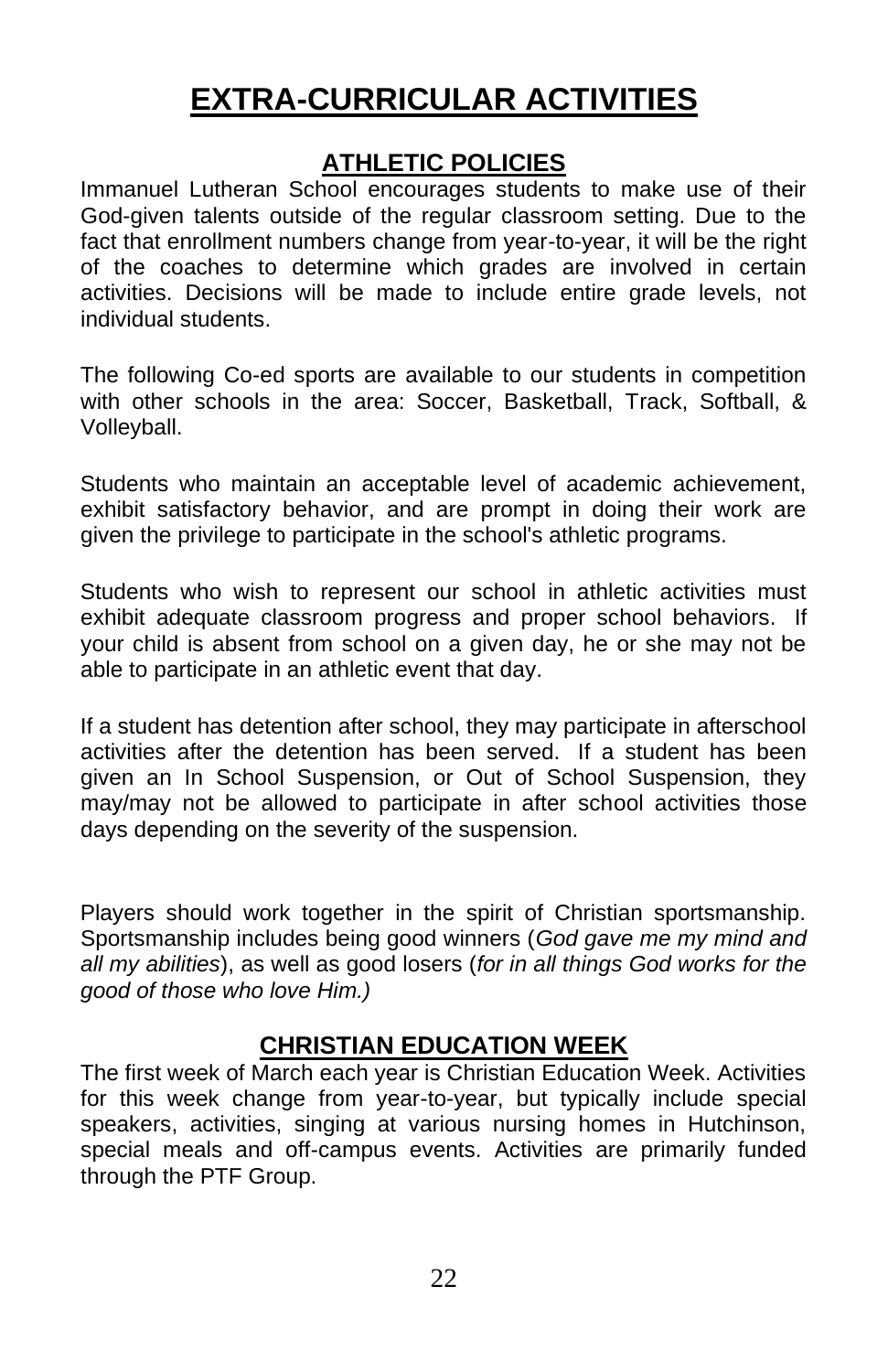# EXTRA-CURRICULAR ACTIVITIES

## ATHLETIC POLICIES

Immanuel Lutheran School encourages students to make use of their God-given talents outside of the regular classroom setting. Due to the fact that enrollment numbers change from year-to-year, it will be the right of the coaches to determine which grades are involved in certain activities. Decisions will be made to include entire grade levels, not individual students.

The following Co-ed sports are available to our students in competition with other schools in the area: Soccer, Basketball, Track, Softball, & Volleyball.

Students who maintain an acceptable level of academic achievement, exhibit satisfactory behavior, and are prompt in doing their work are given the privilege to participate in the school's athletic programs.

Students who wish to represent our school in athletic activities must exhibit adequate classroom progress and proper school behaviors. If your child is absent from school on a given day, he or she may not be able to participate in an athletic event that day.

If a student has detention after school, they may participate in afterschool activities after the detention has been served. If a student has been given an In School Suspension, or Out of School Suspension, they may/may not be allowed to participate in after school activities those days depending on the severity of the suspension.

Players should work together in the spirit of Christian sportsmanship. Sportsmanship includes being good winners (*God gave me my mind and all my abilities*), as well as good losers (*for in all things God works for the good of those who love Him.)*

## CHRISTIAN EDUCATION WEEK

The first week of March each year is Christian Education Week. Activities for this week change from year-to-year, but typically include special speakers, activities, singing at various nursing homes in Hutchinson, special meals and off-campus events. Activities are primarily funded through the PTF Group.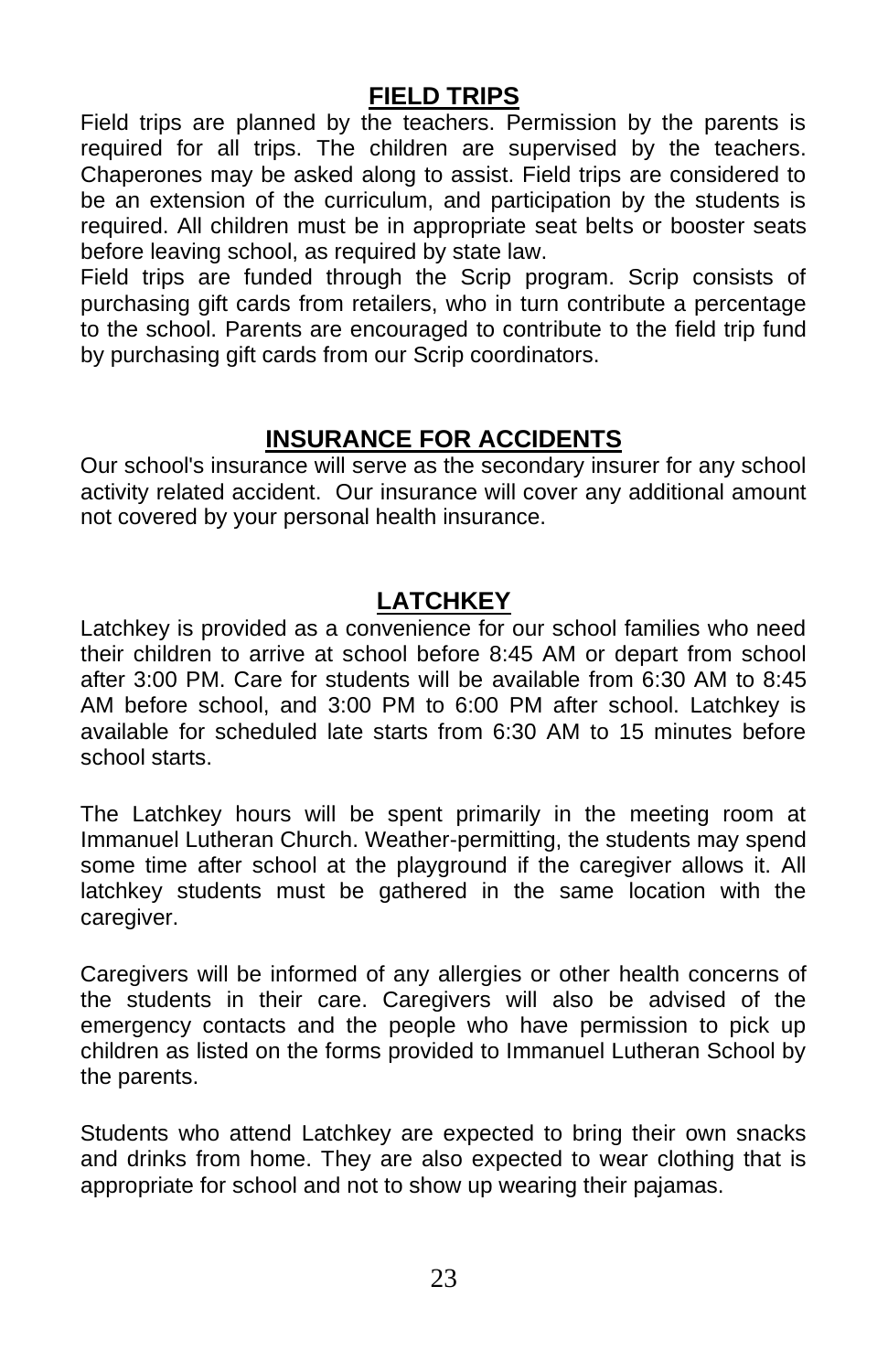## FIELD TRIPS

Field trips are planned by the teachers. Permission by the parents is required for all trips. The children are supervised by the teachers. Chaperones may be asked along to assist. Field trips are considered to be an extension of the curriculum, and participation by the students is required. All children must be in appropriate seat belts or booster seats before leaving school, as required by state law.

Field trips are funded through the Scrip program. Scrip consists of purchasing gift cards from retailers, who in turn contribute a percentage to the school. Parents are encouraged to contribute to the field trip fund by purchasing gift cards from our Scrip coordinators.

## INSURANCE FOR ACCIDENTS

Our school's insurance will serve as the secondary insurer for any school activity related accident. Our insurance will cover any additional amount not covered by your personal health insurance.

## LATCHKEY

Latchkey is provided as a convenience for our school families who need their children to arrive at school before 8:45 AM or depart from school after 3:00 PM. Care for students will be available from 6:30 AM to 8:45 AM before school, and 3:00 PM to 6:00 PM after school. Latchkey is available for scheduled late starts from 6:30 AM to 15 minutes before school starts.

The Latchkey hours will be spent primarily in the meeting room at Immanuel Lutheran Church. Weather-permitting, the students may spend some time after school at the playground if the caregiver allows it. All latchkey students must be gathered in the same location with the caregiver.

Caregivers will be informed of any allergies or other health concerns of the students in their care. Caregivers will also be advised of the emergency contacts and the people who have permission to pick up children as listed on the forms provided to Immanuel Lutheran School by the parents.

Students who attend Latchkey are expected to bring their own snacks and drinks from home. They are also expected to wear clothing that is appropriate for school and not to show up wearing their pajamas.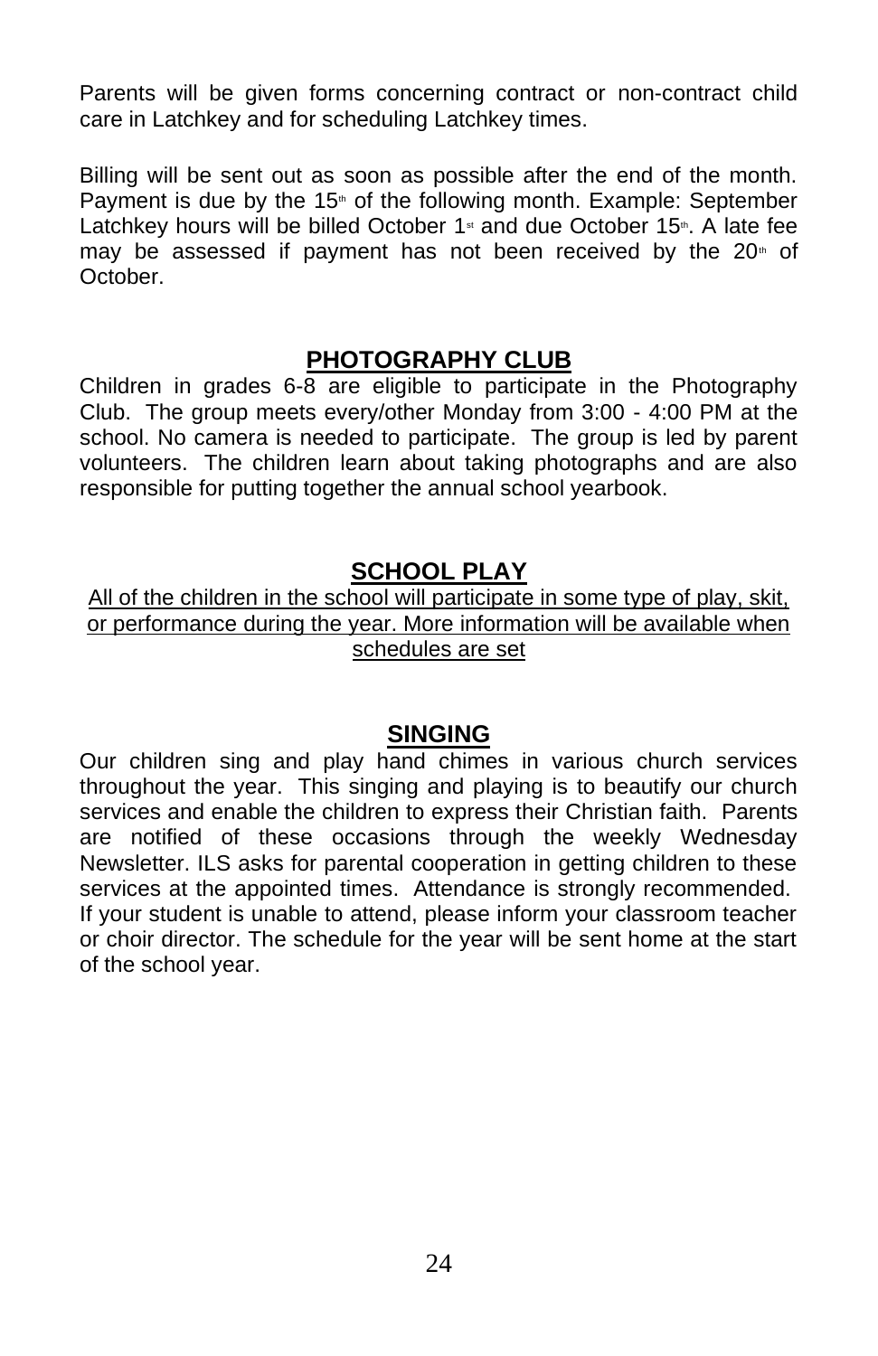Parents will be given forms concerning contract or non-contract child care in Latchkey and for scheduling Latchkey times.

Billing will be sent out as soon as possible after the end of the month. Payment is due by the 15th of the following month. Example: September Latchkey hours will be billed October 1st and due October 15th. A late fee may be assessed if payment has not been received by the 20th of October.

## PHOTOGRAPHY CLUB

Children in grades 6-8 are eligible to participate in the Photography Club. The group meets every/other Monday from 3:00 - 4:00 PM at the school. No camera is needed to participate. The group is led by parent volunteers. The children learn about taking photographs and are also responsible for putting together the annual school yearbook.

## SCHOOL PLAY

All of the children in the school will participate in some type of play, skit, or performance during the year. More information will be available when schedules are set

## SINGING

Our children sing and play hand chimes in various church services throughout the year. This singing and playing is to beautify our church services and enable the children to express their Christian faith. Parents are notified of these occasions through the weekly Wednesday Newsletter. ILS asks for parental cooperation in getting children to these services at the appointed times. Attendance is strongly recommended. If your student is unable to attend, please inform your classroom teacher or choir director. The schedule for the year will be sent home at the start of the school year.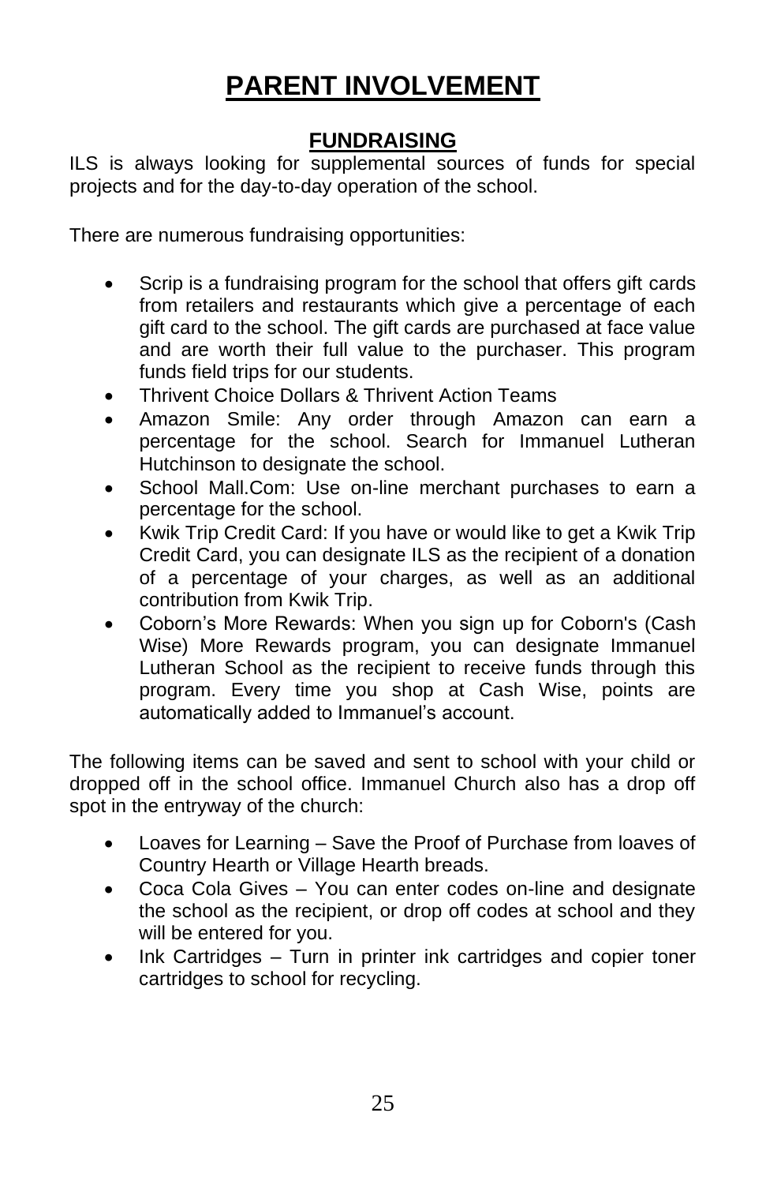# PARENT INVOLVEMENT

## FUNDRAISING

ILS is always looking for supplemental sources of funds for special projects and for the day-to-day operation of the school.

There are numerous fundraising opportunities:

- Scrip is a fundraising program for the school that offers gift cards from retailers and restaurants which give a percentage of each gift card to the school. The gift cards are purchased at face value and are worth their full value to the purchaser. This program funds field trips for our students.
- Thrivent Choice Dollars & Thrivent Action Teams
- Amazon Smile: Any order through Amazon can earn a percentage for the school. Search for Immanuel Lutheran Hutchinson to designate the school.
- School Mall.Com: Use on-line merchant purchases to earn a percentage for the school.
- Kwik Trip Credit Card: If you have or would like to get a Kwik Trip Credit Card, you can designate ILS as the recipient of a donation of a percentage of your charges, as well as an additional contribution from Kwik Trip.
- Coborn's More Rewards: When you sign up for Coborn's (Cash Wise) More Rewards program, you can designate Immanuel Lutheran School as the recipient to receive funds through this program. Every time you shop at Cash Wise, points are automatically added to Immanuel's account.

The following items can be saved and sent to school with your child or dropped off in the school office. Immanuel Church also has a drop off spot in the entryway of the church:

- Loaves for Learning – Save the Proof of Purchase from loaves of Country Hearth or Village Hearth breads.
- Coca Cola Gives – You can enter codes on-line and designate the school as the recipient, or drop off codes at school and they will be entered for you.
- Ink Cartridges – Turn in printer ink cartridges and copier toner cartridges to school for recycling.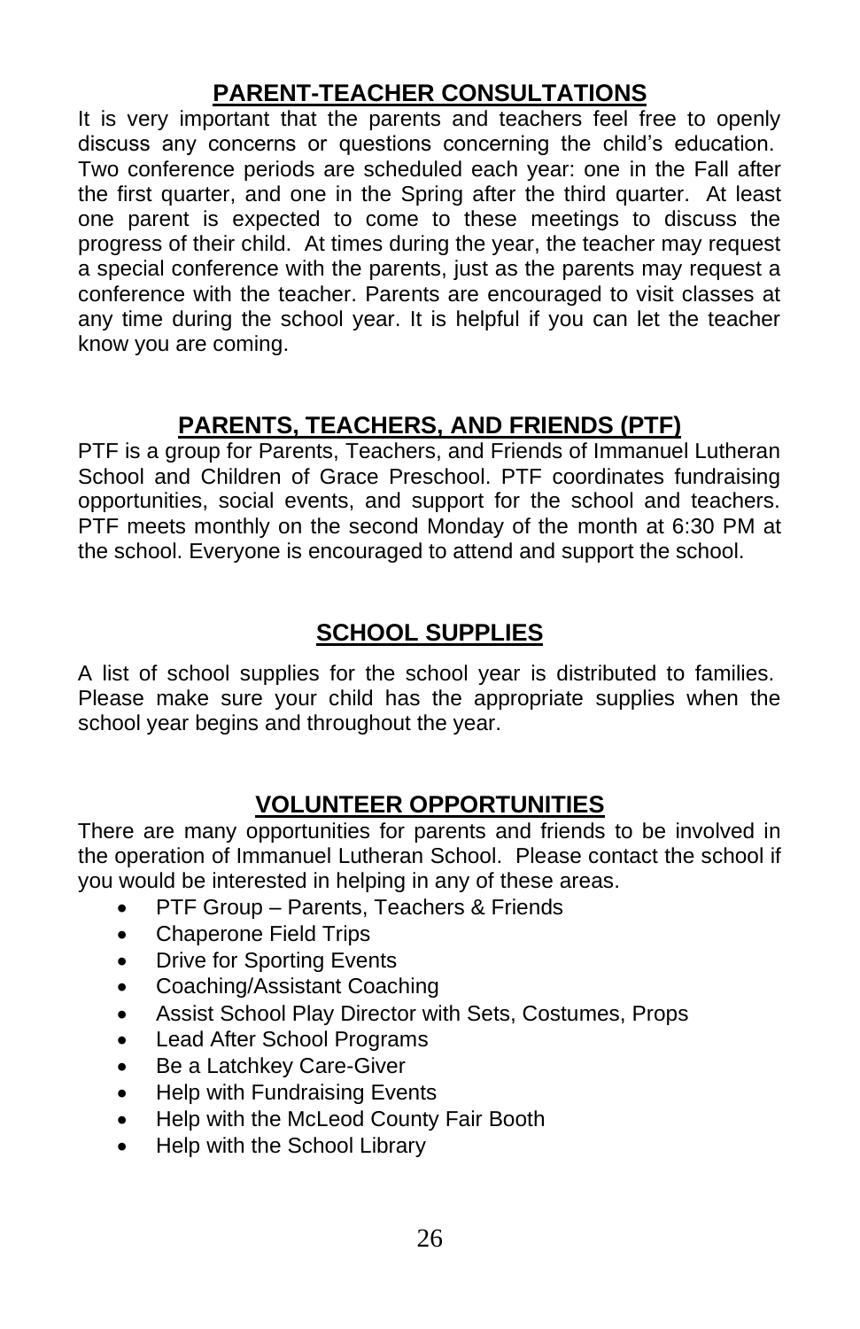## PARENT-TEACHER CONSULTATIONS

It is very important that the parents and teachers feel free to openly discuss any concerns or questions concerning the child's education. Two conference periods are scheduled each year: one in the Fall after the first quarter, and one in the Spring after the third quarter. At least one parent is expected to come to these meetings to discuss the progress of their child. At times during the year, the teacher may request a special conference with the parents, just as the parents may request a conference with the teacher. Parents are encouraged to visit classes at any time during the school year. It is helpful if you can let the teacher know you are coming.

## PARENTS, TEACHERS, AND FRIENDS (PTF)

PTF is a group for Parents, Teachers, and Friends of Immanuel Lutheran School and Children of Grace Preschool. PTF coordinates fundraising opportunities, social events, and support for the school and teachers. PTF meets monthly on the second Monday of the month at 6:30 PM at the school. Everyone is encouraged to attend and support the school.

## SCHOOL SUPPLIES

A list of school supplies for the school year is distributed to families. Please make sure your child has the appropriate supplies when the school year begins and throughout the year.

## VOLUNTEER OPPORTUNITIES

There are many opportunities for parents and friends to be involved in the operation of Immanuel Lutheran School. Please contact the school if you would be interested in helping in any of these areas.

- PTF Group – Parents, Teachers & Friends
- Chaperone Field Trips
- Drive for Sporting Events
- Coaching/Assistant Coaching
- Assist School Play Director with Sets, Costumes, Props
- Lead After School Programs
- Be a Latchkey Care-Giver
- Help with Fundraising Events
- Help with the McLeod County Fair Booth
- Help with the School Library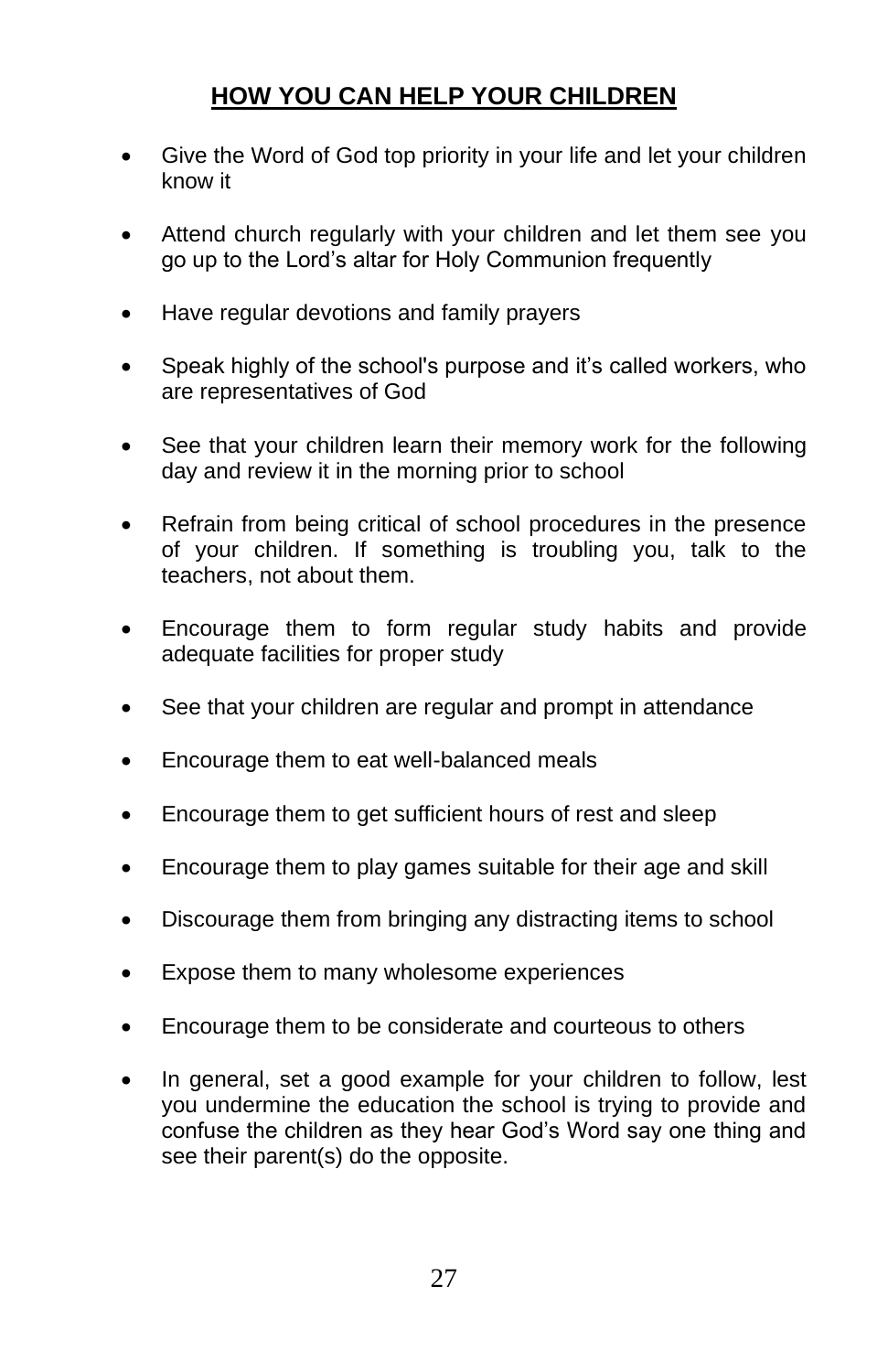## HOW YOU CAN HELP YOUR CHILDREN

- Give the Word of God top priority in your life and let your children know it
- Attend church regularly with your children and let them see you go up to the Lord's altar for Holy Communion frequently
- Have regular devotions and family prayers
- Speak highly of the school's purpose and it's called workers, who are representatives of God
- See that your children learn their memory work for the following day and review it in the morning prior to school
- Refrain from being critical of school procedures in the presence of your children. If something is troubling you, talk to the teachers, not about them.
- Encourage them to form regular study habits and provide adequate facilities for proper study
- See that your children are regular and prompt in attendance
- Encourage them to eat well-balanced meals
- Encourage them to get sufficient hours of rest and sleep
- Encourage them to play games suitable for their age and skill
- Discourage them from bringing any distracting items to school
- Expose them to many wholesome experiences
- Encourage them to be considerate and courteous to others
- In general, set a good example for your children to follow, lest you undermine the education the school is trying to provide and confuse the children as they hear God's Word say one thing and see their parent(s) do the opposite.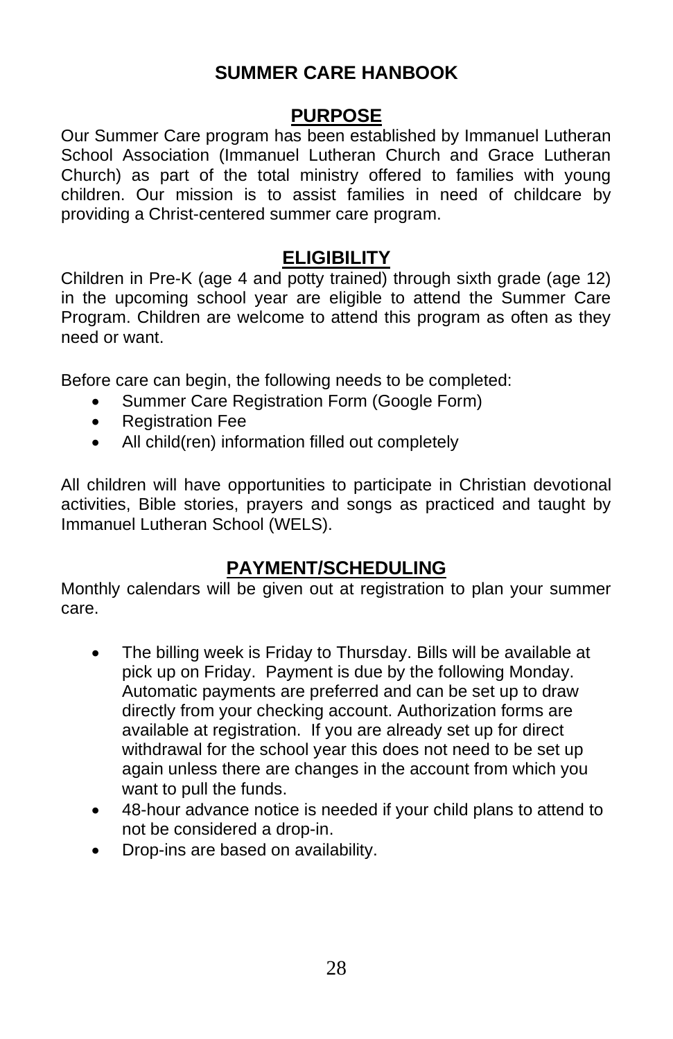# SUMMER CARE HANBOOK

## PURPOSE

Our Summer Care program has been established by Immanuel Lutheran School Association (Immanuel Lutheran Church and Grace Lutheran Church) as part of the total ministry offered to families with young children. Our mission is to assist families in need of childcare by providing a Christ-centered summer care program.

## ELIGIBILITY

Children in Pre-K (age 4 and potty trained) through sixth grade (age 12) in the upcoming school year are eligible to attend the Summer Care Program. Children are welcome to attend this program as often as they need or want.

Before care can begin, the following needs to be completed:

- Summer Care Registration Form (Google Form)
- Registration Fee
- All child(ren) information filled out completely

All children will have opportunities to participate in Christian devotional activities, Bible stories, prayers and songs as practiced and taught by Immanuel Lutheran School (WELS).

## PAYMENT/SCHEDULING

Monthly calendars will be given out at registration to plan your summer care.

- The billing week is Friday to Thursday. Bills will be available at pick up on Friday. Payment is due by the following Monday. Automatic payments are preferred and can be set up to draw directly from your checking account. Authorization forms are available at registration. If you are already set up for direct withdrawal for the school year this does not need to be set up again unless there are changes in the account from which you want to pull the funds.
- 48-hour advance notice is needed if your child plans to attend to not be considered a drop-in.
- Drop-ins are based on availability.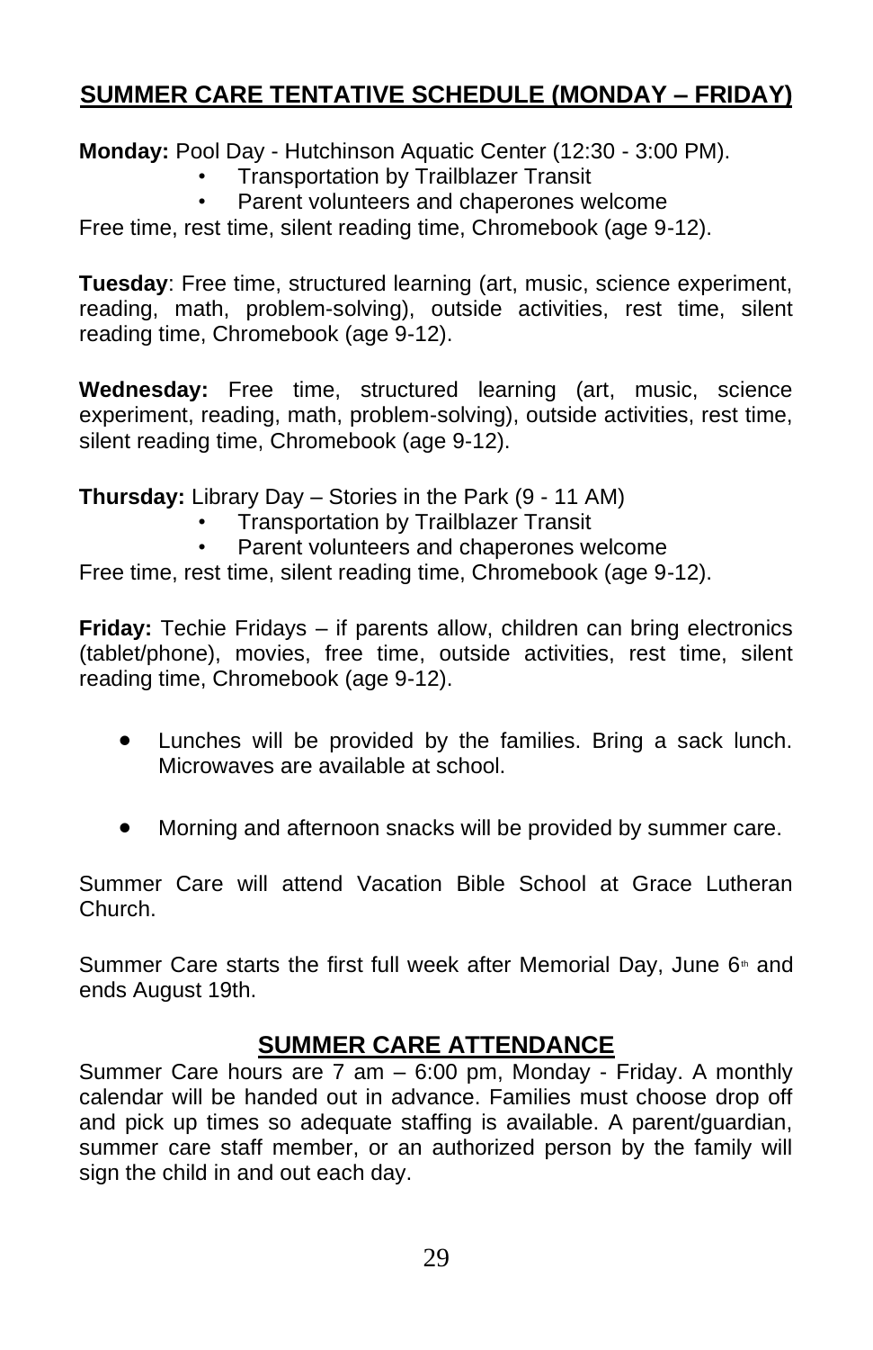## SUMMER CARE TENTATIVE SCHEDULE (MONDAY – FRIDAY)

**Monday:** Pool Day - Hutchinson Aquatic Center (12:30 - 3:00 PM).

- Transportation by Trailblazer Transit
- Parent volunteers and chaperones welcome

Free time, rest time, silent reading time, Chromebook (age 9-12).

**Tuesday**: Free time, structured learning (art, music, science experiment, reading, math, problem-solving), outside activities, rest time, silent reading time, Chromebook (age 9-12).

**Wednesday:** Free time, structured learning (art, music, science experiment, reading, math, problem-solving), outside activities, rest time, silent reading time, Chromebook (age 9-12).

**Thursday:** Library Day – Stories in the Park (9 - 11 AM)

- Transportation by Trailblazer Transit
- Parent volunteers and chaperones welcome

Free time, rest time, silent reading time, Chromebook (age 9-12).

**Friday:** Techie Fridays – if parents allow, children can bring electronics (tablet/phone), movies, free time, outside activities, rest time, silent reading time, Chromebook (age 9-12).

- Lunches will be provided by the families. Bring a sack lunch. Microwaves are available at school.
- Morning and afternoon snacks will be provided by summer care.

Summer Care will attend Vacation Bible School at Grace Lutheran Church.

Summer Care starts the first full week after Memorial Day, June 6th and ends August 19th.

## SUMMER CARE ATTENDANCE

Summer Care hours are 7 am – 6:00 pm, Monday - Friday. A monthly calendar will be handed out in advance. Families must choose drop off and pick up times so adequate staffing is available. A parent/guardian, summer care staff member, or an authorized person by the family will sign the child in and out each day.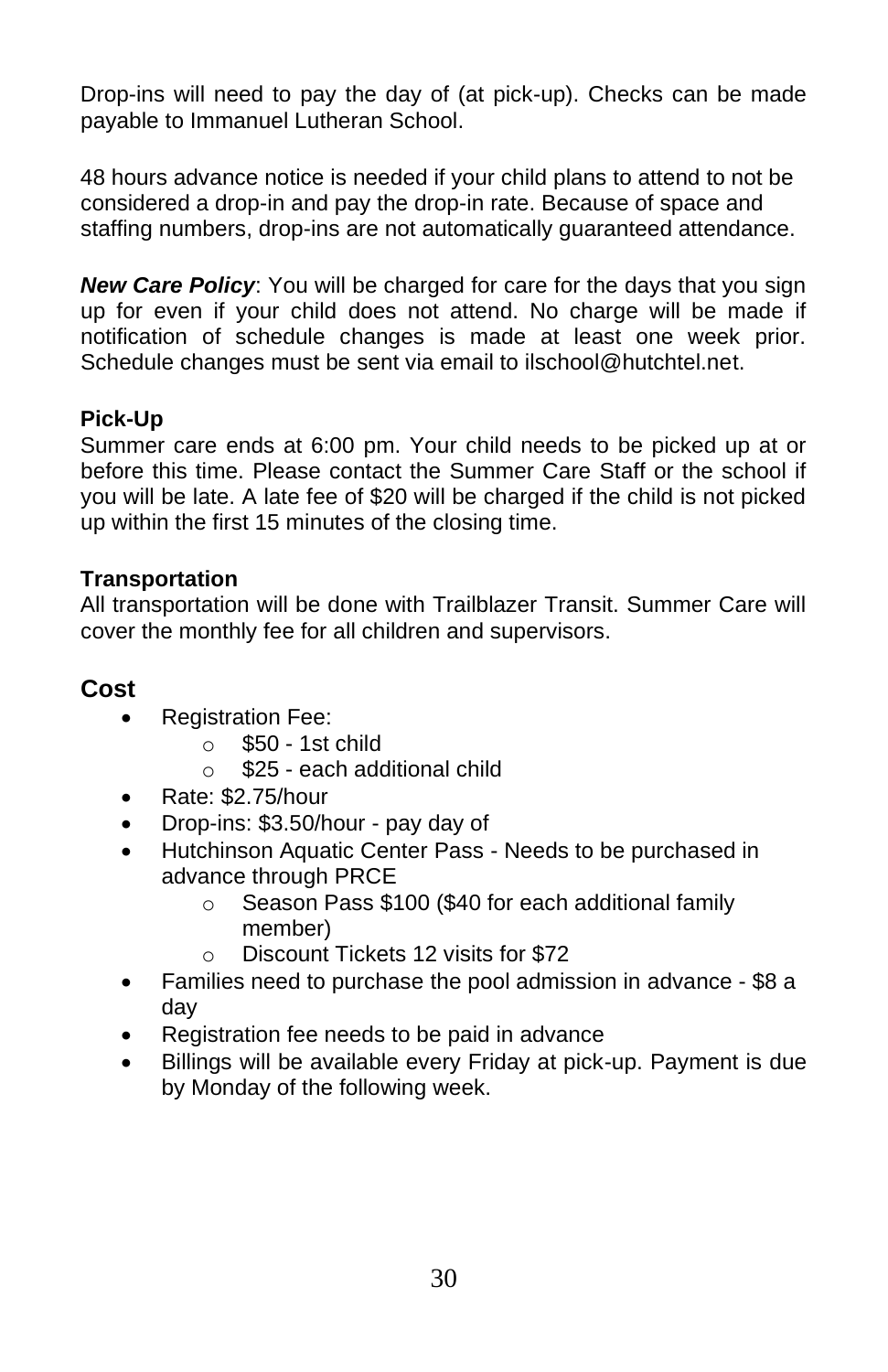Drop-ins will need to pay the day of (at pick-up). Checks can be made payable to Immanuel Lutheran School.

48 hours advance notice is needed if your child plans to attend to not be considered a drop-in and pay the drop-in rate. Because of space and staffing numbers, drop-ins are not automatically guaranteed attendance.

***New Care Policy***: You will be charged for care for the days that you sign up for even if your child does not attend. No charge will be made if notification of schedule changes is made at least one week prior. Schedule changes must be sent via email to ilschool@hutchtel.net.

**Pick-Up**

Summer care ends at 6:00 pm. Your child needs to be picked up at or before this time. Please contact the Summer Care Staff or the school if you will be late. A late fee of $20 will be charged if the child is not picked up within the first 15 minutes of the closing time.

**Transportation**

All transportation will be done with Trailblazer Transit. Summer Care will cover the monthly fee for all children and supervisors.

## Cost

- Registration Fee:
  - $50 - 1st child
  - $25 - each additional child
- Rate: $2.75/hour
- Drop-ins: $3.50/hour - pay day of
- Hutchinson Aquatic Center Pass - Needs to be purchased in advance through PRCE
  - Season Pass $100 ($40 for each additional family member)
  - Discount Tickets 12 visits for $72
- Families need to purchase the pool admission in advance - $8 a day
- Registration fee needs to be paid in advance
- Billings will be available every Friday at pick-up. Payment is due by Monday of the following week.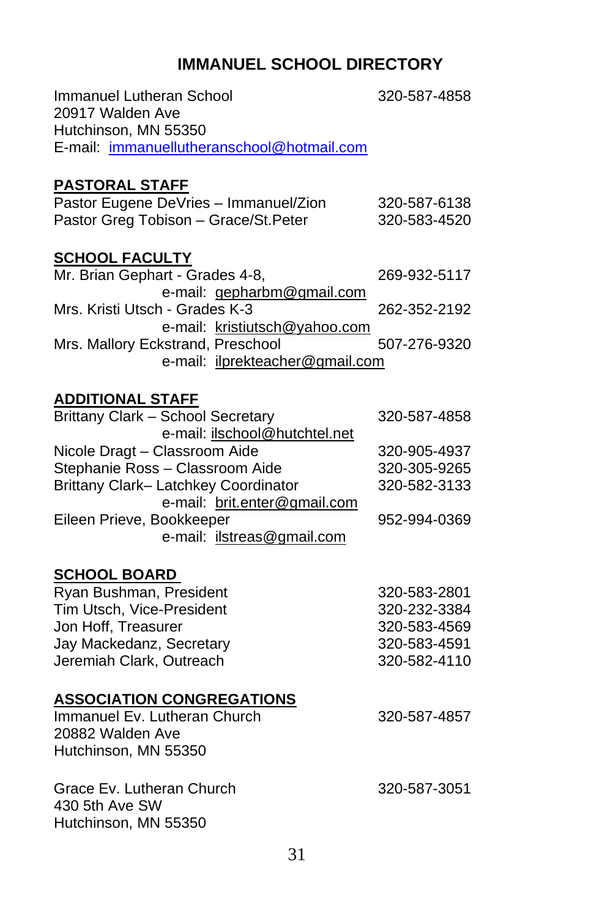# IMMANUEL SCHOOL DIRECTORY

Immanuel Lutheran School — 320-587-4858
20917 Walden Ave
Hutchinson, MN 55350
E-mail: immanuellutheranschool@hotmail.com

## PASTORAL STAFF

| | |
|---|---|
| Pastor Eugene DeVries – Immanuel/Zion | 320-587-6138 |
| Pastor Greg Tobison – Grace/St.Peter | 320-583-4520 |

## SCHOOL FACULTY

| | |
|---|---|
| Mr. Brian Gephart - Grades 4-8, | 269-932-5117 |
| e-mail: gepharbm@gmail.com | |
| Mrs. Kristi Utsch - Grades K-3 | 262-352-2192 |
| e-mail: kristiutsch@yahoo.com | |
| Mrs. Mallory Eckstrand, Preschool | 507-276-9320 |
| e-mail: ilprekteacher@gmail.com | |

## ADDITIONAL STAFF

| | |
|---|---|
| Brittany Clark – School Secretary | 320-587-4858 |
| e-mail: ilschool@hutchtel.net | |
| Nicole Dragt – Classroom Aide | 320-905-4937 |
| Stephanie Ross – Classroom Aide | 320-305-9265 |
| Brittany Clark– Latchkey Coordinator | 320-582-3133 |
| e-mail: brit.enter@gmail.com | |
| Eileen Prieve, Bookkeeper | 952-994-0369 |
| e-mail: ilstreas@gmail.com | |

## SCHOOL BOARD

| | |
|---|---|
| Ryan Bushman, President | 320-583-2801 |
| Tim Utsch, Vice-President | 320-232-3384 |
| Jon Hoff, Treasurer | 320-583-4569 |
| Jay Mackedanz, Secretary | 320-583-4591 |
| Jeremiah Clark, Outreach | 320-582-4110 |

## ASSOCIATION CONGREGATIONS

Immanuel Ev. Lutheran Church — 320-587-4857
20882 Walden Ave
Hutchinson, MN 55350

Grace Ev. Lutheran Church — 320-587-3051
430 5th Ave SW
Hutchinson, MN 55350